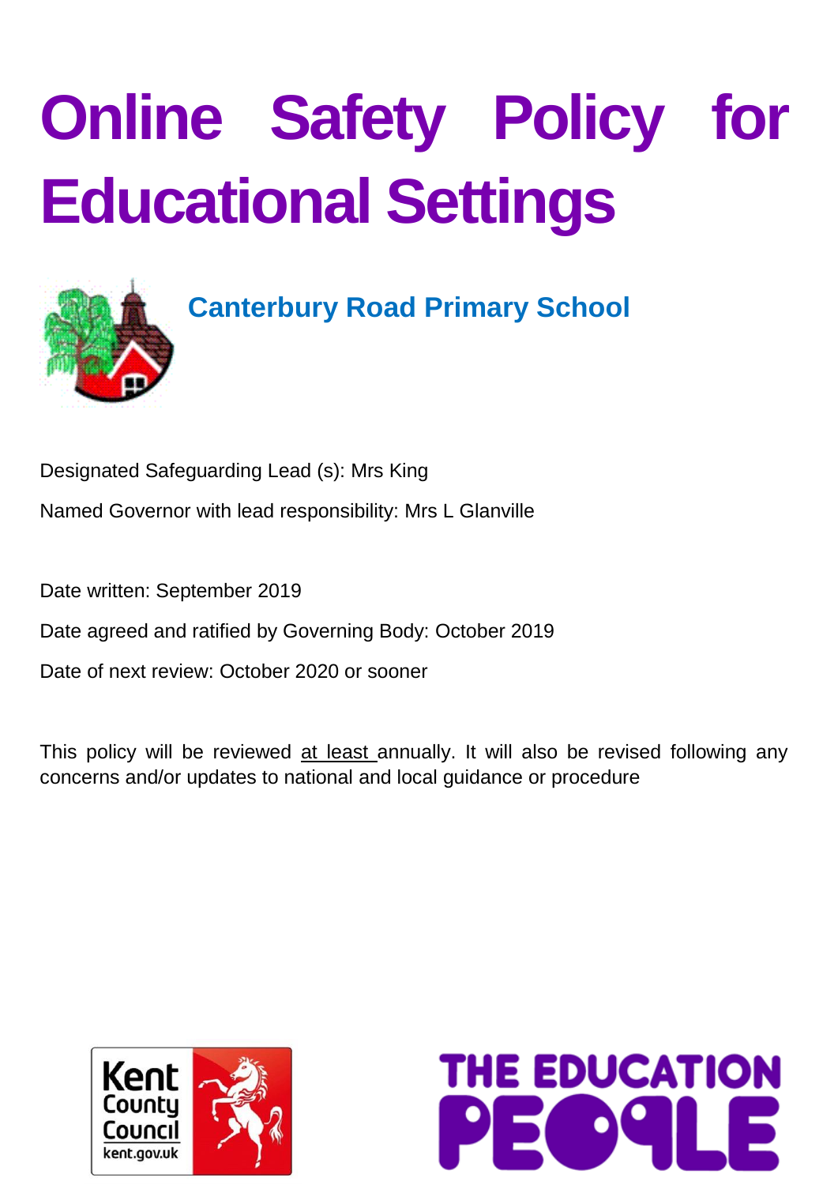# Online Safety Policy for Educational Settings

## Canterbury Road Primary School

Designated Safeguarding Lead (s): Mrs King

Named Governor with lead responsibility: Mrs L Glanville

Date written: September 2019

Date agreed and ratified by Governing Body: October 2019

Date of next review: October 2020 or sooner

This policy will be reviewed at least annually. It will also be revised following any concerns and/or updates to national and local guidance or procedure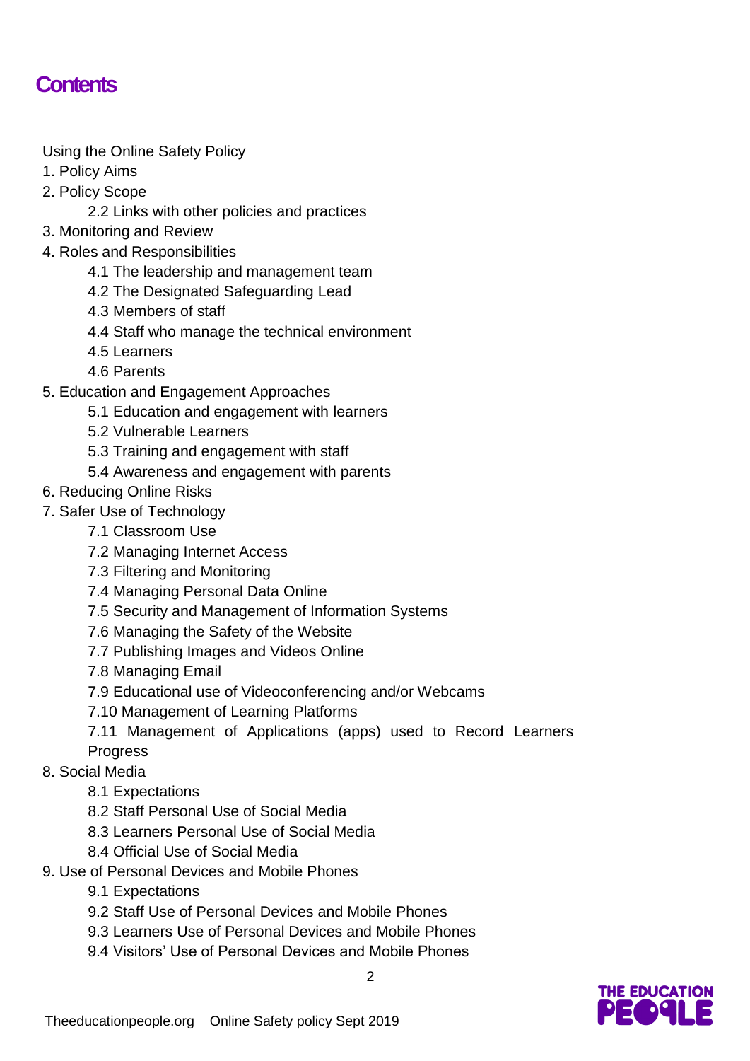## Contents

Using the Online Safety Policy

1. Policy Aims
2. Policy Scope
    - 2.2 Links with other policies and practices
3. Monitoring and Review
4. Roles and Responsibilities
    - 4.1 The leadership and management team
    - 4.2 The Designated Safeguarding Lead
    - 4.3 Members of staff
    - 4.4 Staff who manage the technical environment
    - 4.5 Learners
    - 4.6 Parents
5. Education and Engagement Approaches
    - 5.1 Education and engagement with learners
    - 5.2 Vulnerable Learners
    - 5.3 Training and engagement with staff
    - 5.4 Awareness and engagement with parents
6. Reducing Online Risks
7. Safer Use of Technology
    - 7.1 Classroom Use
    - 7.2 Managing Internet Access
    - 7.3 Filtering and Monitoring
    - 7.4 Managing Personal Data Online
    - 7.5 Security and Management of Information Systems
    - 7.6 Managing the Safety of the Website
    - 7.7 Publishing Images and Videos Online
    - 7.8 Managing Email
    - 7.9 Educational use of Videoconferencing and/or Webcams
    - 7.10 Management of Learning Platforms
    - 7.11 Management of Applications (apps) used to Record Learners Progress
8. Social Media
    - 8.1 Expectations
    - 8.2 Staff Personal Use of Social Media
    - 8.3 Learners Personal Use of Social Media
    - 8.4 Official Use of Social Media
9. Use of Personal Devices and Mobile Phones
    - 9.1 Expectations
    - 9.2 Staff Use of Personal Devices and Mobile Phones
    - 9.3 Learners Use of Personal Devices and Mobile Phones
    - 9.4 Visitors' Use of Personal Devices and Mobile Phones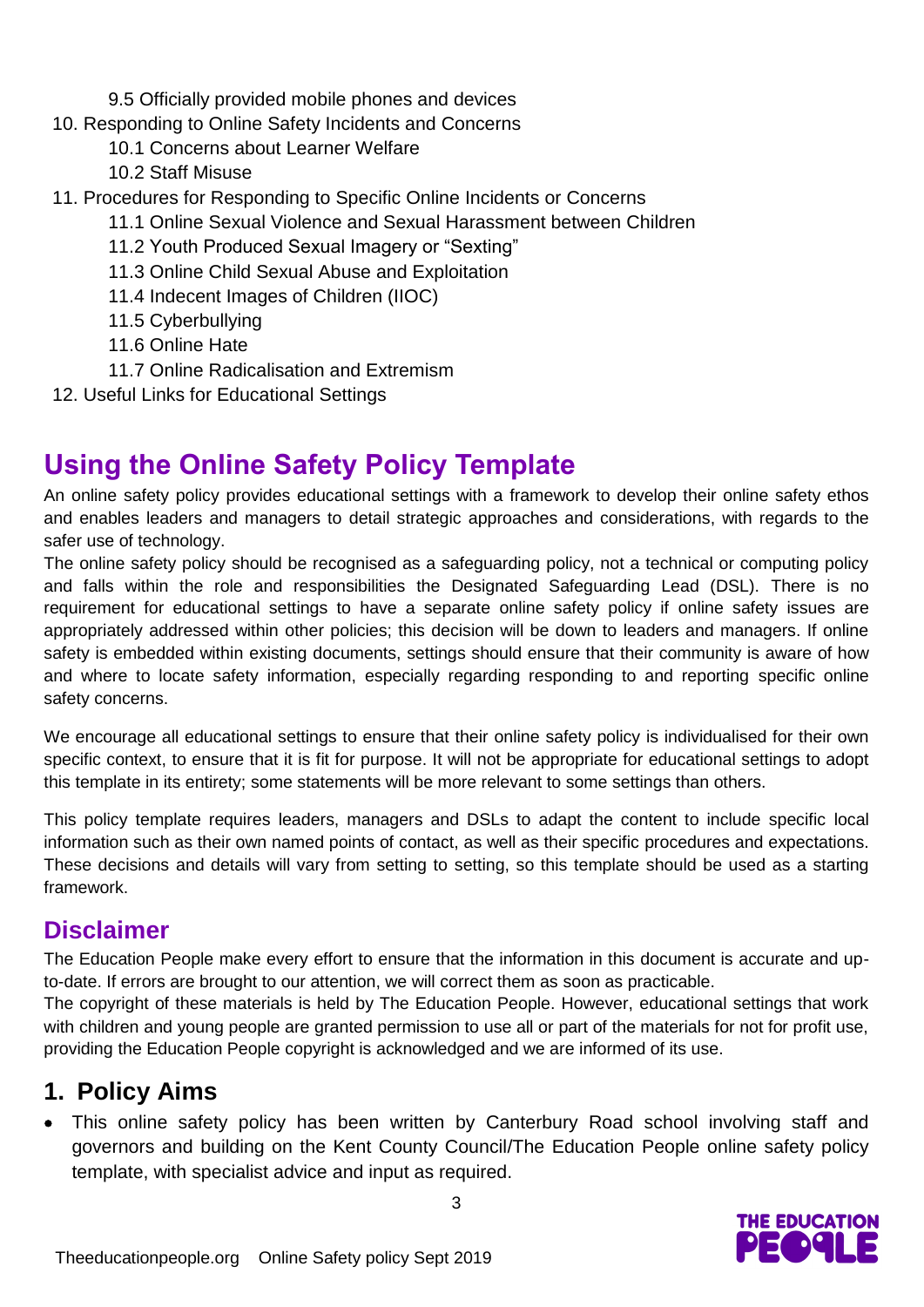9.5 Officially provided mobile phones and devices

10. Responding to Online Safety Incidents and Concerns
    - 10.1 Concerns about Learner Welfare
    - 10.2 Staff Misuse
11. Procedures for Responding to Specific Online Incidents or Concerns
    - 11.1 Online Sexual Violence and Sexual Harassment between Children
    - 11.2 Youth Produced Sexual Imagery or "Sexting"
    - 11.3 Online Child Sexual Abuse and Exploitation
    - 11.4 Indecent Images of Children (IIOC)
    - 11.5 Cyberbullying
    - 11.6 Online Hate
    - 11.7 Online Radicalisation and Extremism
12. Useful Links for Educational Settings

# Using the Online Safety Policy Template

An online safety policy provides educational settings with a framework to develop their online safety ethos and enables leaders and managers to detail strategic approaches and considerations, with regards to the safer use of technology.

The online safety policy should be recognised as a safeguarding policy, not a technical or computing policy and falls within the role and responsibilities the Designated Safeguarding Lead (DSL). There is no requirement for educational settings to have a separate online safety policy if online safety issues are appropriately addressed within other policies; this decision will be down to leaders and managers. If online safety is embedded within existing documents, settings should ensure that their community is aware of how and where to locate safety information, especially regarding responding to and reporting specific online safety concerns.

We encourage all educational settings to ensure that their online safety policy is individualised for their own specific context, to ensure that it is fit for purpose. It will not be appropriate for educational settings to adopt this template in its entirety; some statements will be more relevant to some settings than others.

This policy template requires leaders, managers and DSLs to adapt the content to include specific local information such as their own named points of contact, as well as their specific procedures and expectations. These decisions and details will vary from setting to setting, so this template should be used as a starting framework.

## Disclaimer

The Education People make every effort to ensure that the information in this document is accurate and up-to-date. If errors are brought to our attention, we will correct them as soon as practicable.

The copyright of these materials is held by The Education People. However, educational settings that work with children and young people are granted permission to use all or part of the materials for not for profit use, providing the Education People copyright is acknowledged and we are informed of its use.

## 1. Policy Aims

- This online safety policy has been written by Canterbury Road school involving staff and governors and building on the Kent County Council/The Education People online safety policy template, with specialist advice and input as required.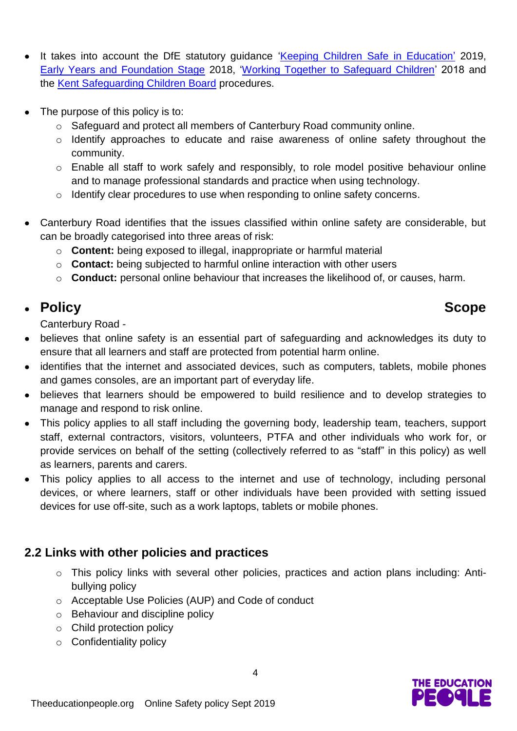- It takes into account the DfE statutory guidance '[Keeping Children Safe in Education'](#) 2019, [Early Years and Foundation Stage](#) 2018, '[Working Together to Safeguard Children](#)' 2018 and the [Kent Safeguarding Children Board](#) procedures.

- The purpose of this policy is to:
  - Safeguard and protect all members of Canterbury Road community online.
  - Identify approaches to educate and raise awareness of online safety throughout the community.
  - Enable all staff to work safely and responsibly, to role model positive behaviour online and to manage professional standards and practice when using technology.
  - Identify clear procedures to use when responding to online safety concerns.

- Canterbury Road identifies that the issues classified within online safety are considerable, but can be broadly categorised into three areas of risk:
  - **Content:** being exposed to illegal, inappropriate or harmful material
  - **Contact:** being subjected to harmful online interaction with other users
  - **Conduct:** personal online behaviour that increases the likelihood of, or causes, harm.

- **Policy Scope**

  Canterbury Road -

- believes that online safety is an essential part of safeguarding and acknowledges its duty to ensure that all learners and staff are protected from potential harm online.
- identifies that the internet and associated devices, such as computers, tablets, mobile phones and games consoles, are an important part of everyday life.
- believes that learners should be empowered to build resilience and to develop strategies to manage and respond to risk online.
- This policy applies to all staff including the governing body, leadership team, teachers, support staff, external contractors, visitors, volunteers, PTFA and other individuals who work for, or provide services on behalf of the setting (collectively referred to as "staff" in this policy) as well as learners, parents and carers.
- This policy applies to all access to the internet and use of technology, including personal devices, or where learners, staff or other individuals have been provided with setting issued devices for use off-site, such as a work laptops, tablets or mobile phones.

## 2.2 Links with other policies and practices

- This policy links with several other policies, practices and action plans including: Anti-bullying policy
- Acceptable Use Policies (AUP) and Code of conduct
- Behaviour and discipline policy
- Child protection policy
- Confidentiality policy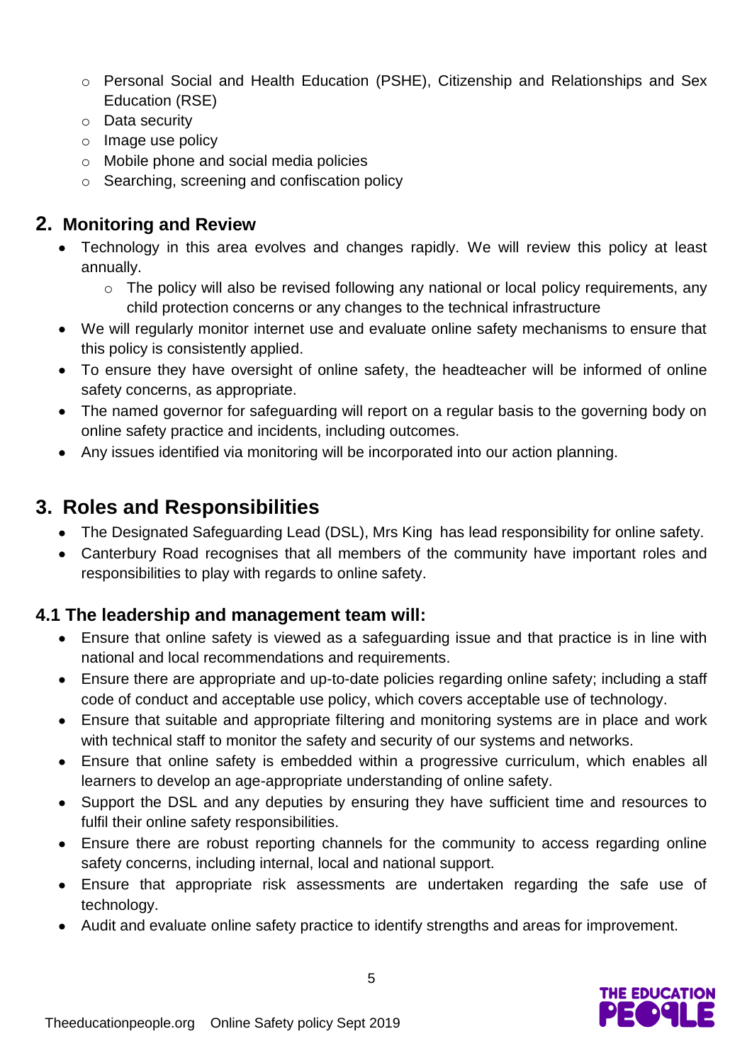- Personal Social and Health Education (PSHE), Citizenship and Relationships and Sex Education (RSE)
  - Data security
  - Image use policy
  - Mobile phone and social media policies
  - Searching, screening and confiscation policy

## 2. Monitoring and Review

- Technology in this area evolves and changes rapidly. We will review this policy at least annually.
  - The policy will also be revised following any national or local policy requirements, any child protection concerns or any changes to the technical infrastructure
- We will regularly monitor internet use and evaluate online safety mechanisms to ensure that this policy is consistently applied.
- To ensure they have oversight of online safety, the headteacher will be informed of online safety concerns, as appropriate.
- The named governor for safeguarding will report on a regular basis to the governing body on online safety practice and incidents, including outcomes.
- Any issues identified via monitoring will be incorporated into our action planning.

## 3. Roles and Responsibilities

- The Designated Safeguarding Lead (DSL), Mrs King has lead responsibility for online safety.
- Canterbury Road recognises that all members of the community have important roles and responsibilities to play with regards to online safety.

### 4.1 The leadership and management team will:

- Ensure that online safety is viewed as a safeguarding issue and that practice is in line with national and local recommendations and requirements.
- Ensure there are appropriate and up-to-date policies regarding online safety; including a staff code of conduct and acceptable use policy, which covers acceptable use of technology.
- Ensure that suitable and appropriate filtering and monitoring systems are in place and work with technical staff to monitor the safety and security of our systems and networks.
- Ensure that online safety is embedded within a progressive curriculum, which enables all learners to develop an age-appropriate understanding of online safety.
- Support the DSL and any deputies by ensuring they have sufficient time and resources to fulfil their online safety responsibilities.
- Ensure there are robust reporting channels for the community to access regarding online safety concerns, including internal, local and national support.
- Ensure that appropriate risk assessments are undertaken regarding the safe use of technology.
- Audit and evaluate online safety practice to identify strengths and areas for improvement.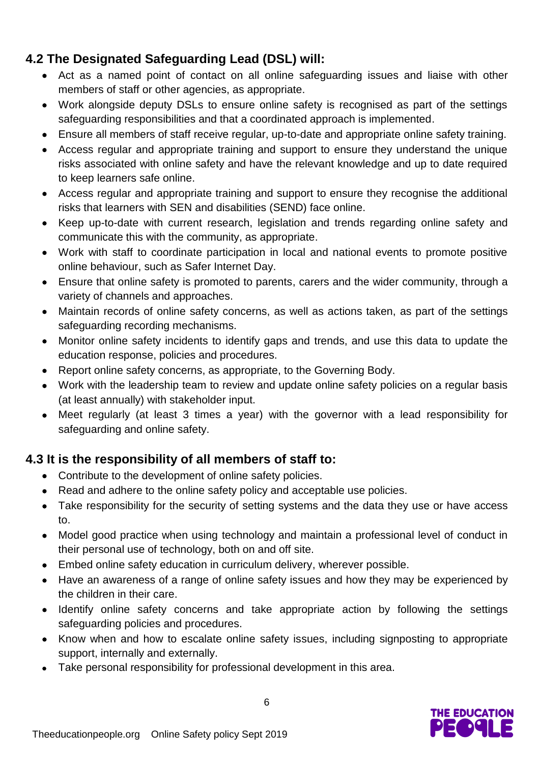### 4.2 The Designated Safeguarding Lead (DSL) will:

- Act as a named point of contact on all online safeguarding issues and liaise with other members of staff or other agencies, as appropriate.
- Work alongside deputy DSLs to ensure online safety is recognised as part of the settings safeguarding responsibilities and that a coordinated approach is implemented.
- Ensure all members of staff receive regular, up-to-date and appropriate online safety training.
- Access regular and appropriate training and support to ensure they understand the unique risks associated with online safety and have the relevant knowledge and up to date required to keep learners safe online.
- Access regular and appropriate training and support to ensure they recognise the additional risks that learners with SEN and disabilities (SEND) face online.
- Keep up-to-date with current research, legislation and trends regarding online safety and communicate this with the community, as appropriate.
- Work with staff to coordinate participation in local and national events to promote positive online behaviour, such as Safer Internet Day.
- Ensure that online safety is promoted to parents, carers and the wider community, through a variety of channels and approaches.
- Maintain records of online safety concerns, as well as actions taken, as part of the settings safeguarding recording mechanisms.
- Monitor online safety incidents to identify gaps and trends, and use this data to update the education response, policies and procedures.
- Report online safety concerns, as appropriate, to the Governing Body.
- Work with the leadership team to review and update online safety policies on a regular basis (at least annually) with stakeholder input.
- Meet regularly (at least 3 times a year) with the governor with a lead responsibility for safeguarding and online safety.

### 4.3 It is the responsibility of all members of staff to:

- Contribute to the development of online safety policies.
- Read and adhere to the online safety policy and acceptable use policies.
- Take responsibility for the security of setting systems and the data they use or have access to.
- Model good practice when using technology and maintain a professional level of conduct in their personal use of technology, both on and off site.
- Embed online safety education in curriculum delivery, wherever possible.
- Have an awareness of a range of online safety issues and how they may be experienced by the children in their care.
- Identify online safety concerns and take appropriate action by following the settings safeguarding policies and procedures.
- Know when and how to escalate online safety issues, including signposting to appropriate support, internally and externally.
- Take personal responsibility for professional development in this area.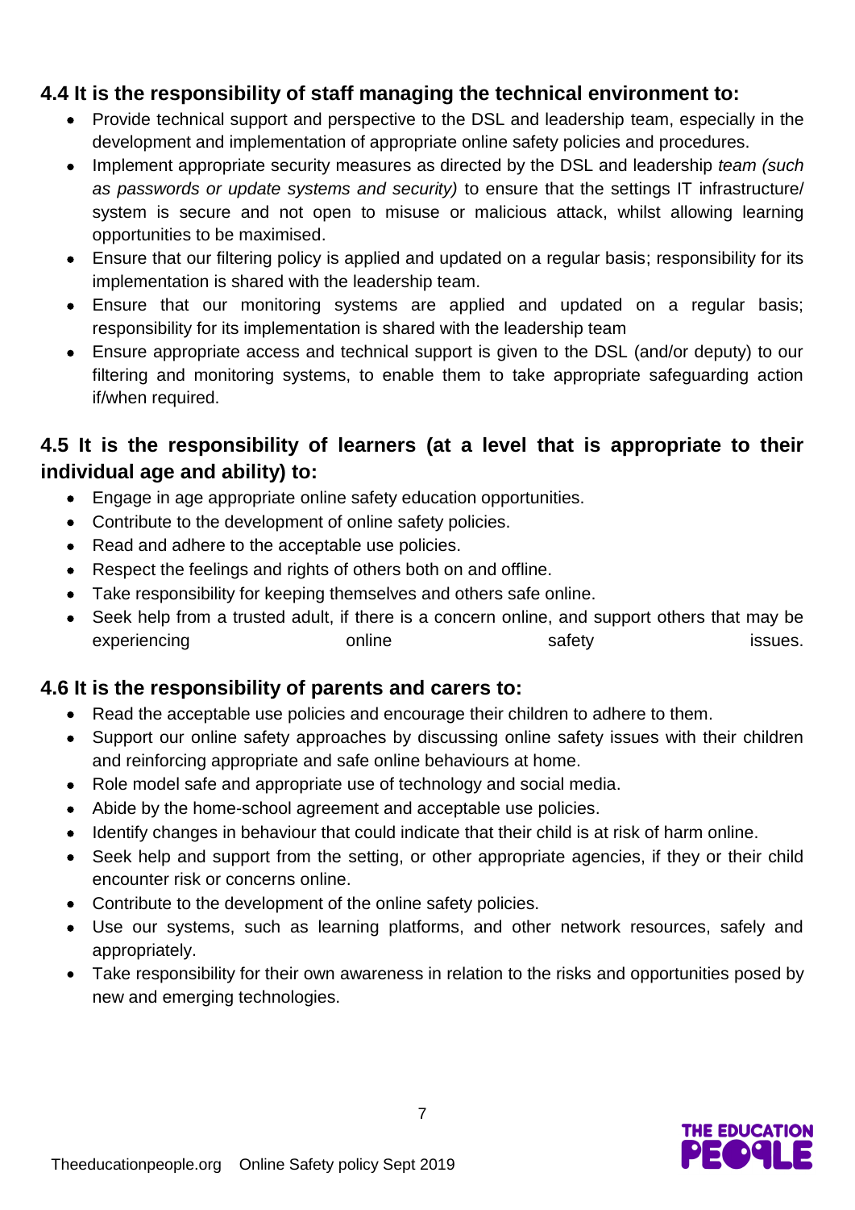### 4.4 It is the responsibility of staff managing the technical environment to:

- Provide technical support and perspective to the DSL and leadership team, especially in the development and implementation of appropriate online safety policies and procedures.
- Implement appropriate security measures as directed by the DSL and leadership *team (such as passwords or update systems and security)* to ensure that the settings IT infrastructure/ system is secure and not open to misuse or malicious attack, whilst allowing learning opportunities to be maximised.
- Ensure that our filtering policy is applied and updated on a regular basis; responsibility for its implementation is shared with the leadership team.
- Ensure that our monitoring systems are applied and updated on a regular basis; responsibility for its implementation is shared with the leadership team
- Ensure appropriate access and technical support is given to the DSL (and/or deputy) to our filtering and monitoring systems, to enable them to take appropriate safeguarding action if/when required.

### 4.5 It is the responsibility of learners (at a level that is appropriate to their individual age and ability) to:

- Engage in age appropriate online safety education opportunities.
- Contribute to the development of online safety policies.
- Read and adhere to the acceptable use policies.
- Respect the feelings and rights of others both on and offline.
- Take responsibility for keeping themselves and others safe online.
- Seek help from a trusted adult, if there is a concern online, and support others that may be experiencing online safety issues.

### 4.6 It is the responsibility of parents and carers to:

- Read the acceptable use policies and encourage their children to adhere to them.
- Support our online safety approaches by discussing online safety issues with their children and reinforcing appropriate and safe online behaviours at home.
- Role model safe and appropriate use of technology and social media.
- Abide by the home-school agreement and acceptable use policies.
- Identify changes in behaviour that could indicate that their child is at risk of harm online.
- Seek help and support from the setting, or other appropriate agencies, if they or their child encounter risk or concerns online.
- Contribute to the development of the online safety policies.
- Use our systems, such as learning platforms, and other network resources, safely and appropriately.
- Take responsibility for their own awareness in relation to the risks and opportunities posed by new and emerging technologies.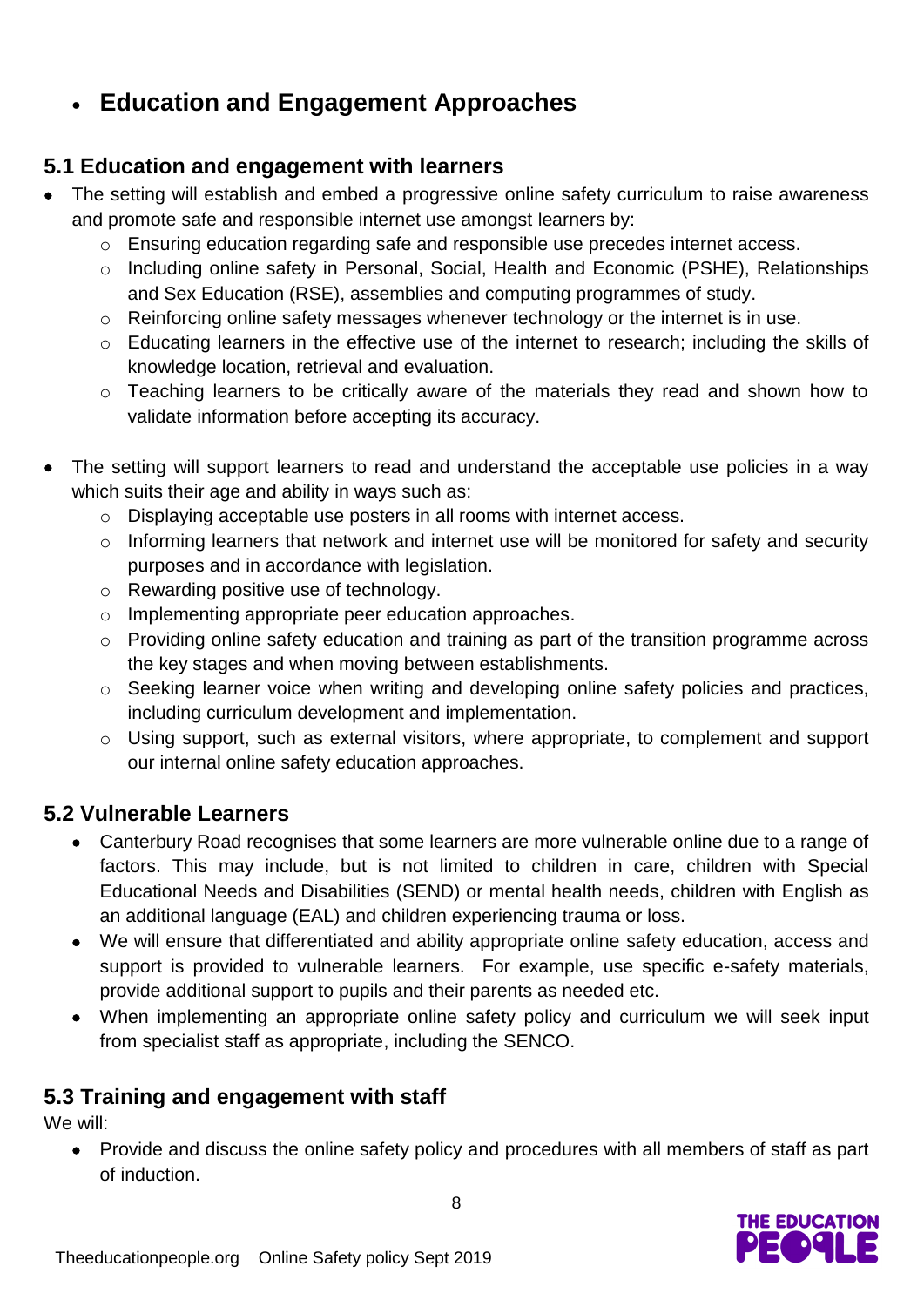- ## Education and Engagement Approaches

### 5.1 Education and engagement with learners

- The setting will establish and embed a progressive online safety curriculum to raise awareness and promote safe and responsible internet use amongst learners by:
  - Ensuring education regarding safe and responsible use precedes internet access.
  - Including online safety in Personal, Social, Health and Economic (PSHE), Relationships and Sex Education (RSE), assemblies and computing programmes of study.
  - Reinforcing online safety messages whenever technology or the internet is in use.
  - Educating learners in the effective use of the internet to research; including the skills of knowledge location, retrieval and evaluation.
  - Teaching learners to be critically aware of the materials they read and shown how to validate information before accepting its accuracy.

- The setting will support learners to read and understand the acceptable use policies in a way which suits their age and ability in ways such as:
  - Displaying acceptable use posters in all rooms with internet access.
  - Informing learners that network and internet use will be monitored for safety and security purposes and in accordance with legislation.
  - Rewarding positive use of technology.
  - Implementing appropriate peer education approaches.
  - Providing online safety education and training as part of the transition programme across the key stages and when moving between establishments.
  - Seeking learner voice when writing and developing online safety policies and practices, including curriculum development and implementation.
  - Using support, such as external visitors, where appropriate, to complement and support our internal online safety education approaches.

### 5.2 Vulnerable Learners

- Canterbury Road recognises that some learners are more vulnerable online due to a range of factors. This may include, but is not limited to children in care, children with Special Educational Needs and Disabilities (SEND) or mental health needs, children with English as an additional language (EAL) and children experiencing trauma or loss.
- We will ensure that differentiated and ability appropriate online safety education, access and support is provided to vulnerable learners. For example, use specific e-safety materials, provide additional support to pupils and their parents as needed etc.
- When implementing an appropriate online safety policy and curriculum we will seek input from specialist staff as appropriate, including the SENCO.

### 5.3 Training and engagement with staff

We will:

- Provide and discuss the online safety policy and procedures with all members of staff as part of induction.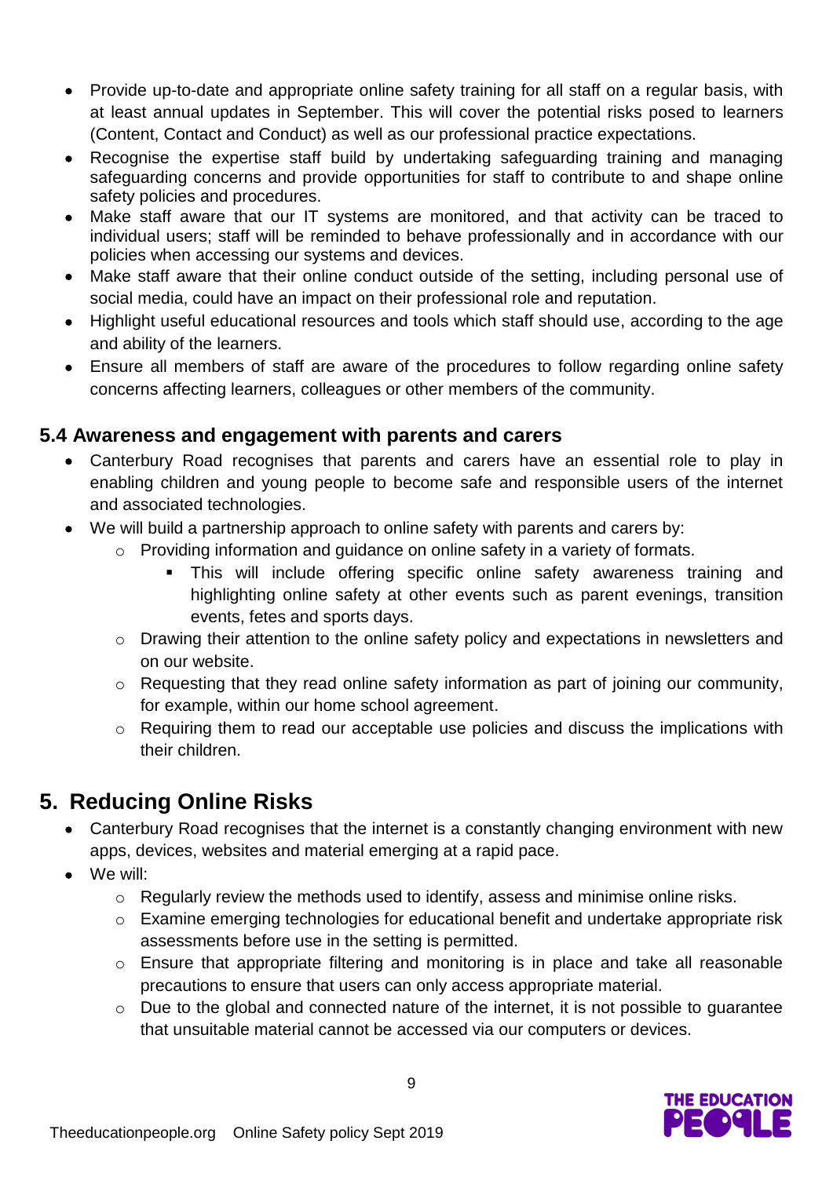- Provide up-to-date and appropriate online safety training for all staff on a regular basis, with at least annual updates in September. This will cover the potential risks posed to learners (Content, Contact and Conduct) as well as our professional practice expectations.
- Recognise the expertise staff build by undertaking safeguarding training and managing safeguarding concerns and provide opportunities for staff to contribute to and shape online safety policies and procedures.
- Make staff aware that our IT systems are monitored, and that activity can be traced to individual users; staff will be reminded to behave professionally and in accordance with our policies when accessing our systems and devices.
- Make staff aware that their online conduct outside of the setting, including personal use of social media, could have an impact on their professional role and reputation.
- Highlight useful educational resources and tools which staff should use, according to the age and ability of the learners.
- Ensure all members of staff are aware of the procedures to follow regarding online safety concerns affecting learners, colleagues or other members of the community.

### 5.4 Awareness and engagement with parents and carers

- Canterbury Road recognises that parents and carers have an essential role to play in enabling children and young people to become safe and responsible users of the internet and associated technologies.
- We will build a partnership approach to online safety with parents and carers by:
  - Providing information and guidance on online safety in a variety of formats.
    - This will include offering specific online safety awareness training and highlighting online safety at other events such as parent evenings, transition events, fetes and sports days.
  - Drawing their attention to the online safety policy and expectations in newsletters and on our website.
  - Requesting that they read online safety information as part of joining our community, for example, within our home school agreement.
  - Requiring them to read our acceptable use policies and discuss the implications with their children.

## 5. Reducing Online Risks

- Canterbury Road recognises that the internet is a constantly changing environment with new apps, devices, websites and material emerging at a rapid pace.
- We will:
  - Regularly review the methods used to identify, assess and minimise online risks.
  - Examine emerging technologies for educational benefit and undertake appropriate risk assessments before use in the setting is permitted.
  - Ensure that appropriate filtering and monitoring is in place and take all reasonable precautions to ensure that users can only access appropriate material.
  - Due to the global and connected nature of the internet, it is not possible to guarantee that unsuitable material cannot be accessed via our computers or devices.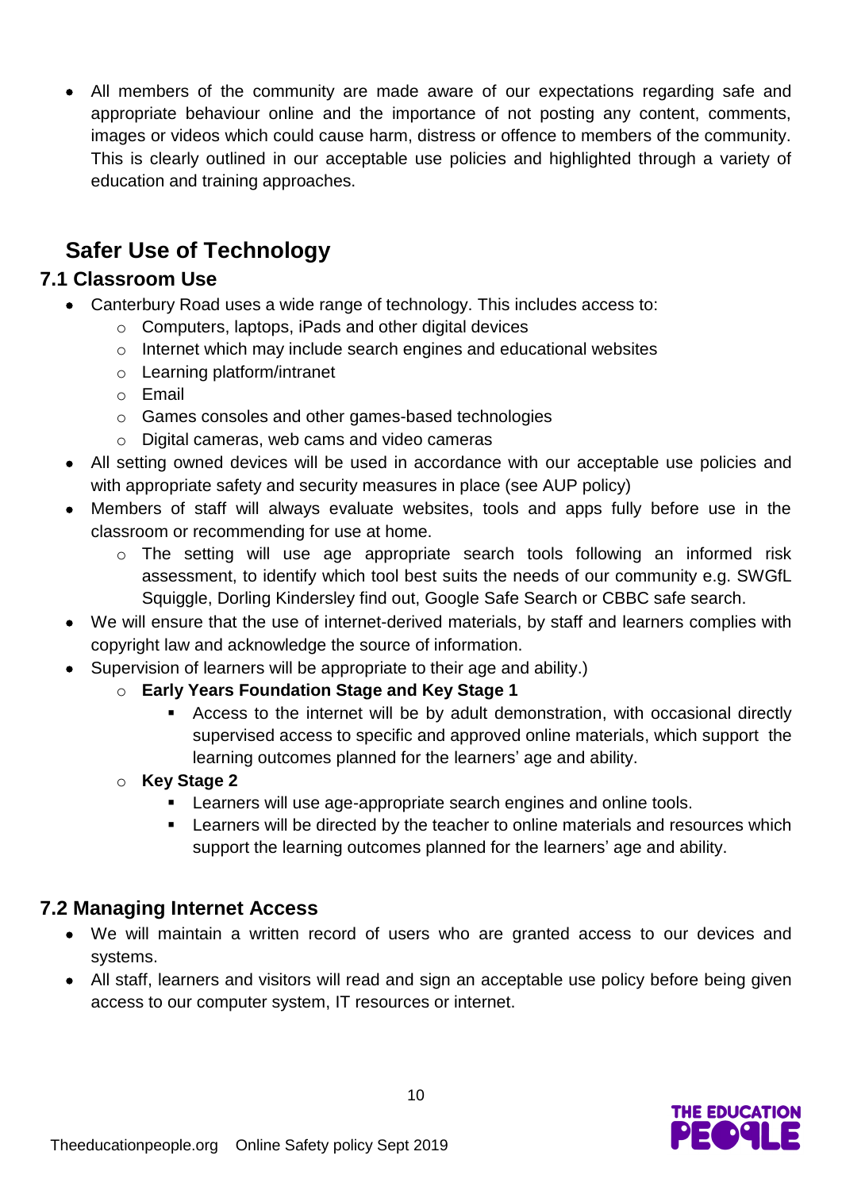- All members of the community are made aware of our expectations regarding safe and appropriate behaviour online and the importance of not posting any content, comments, images or videos which could cause harm, distress or offence to members of the community. This is clearly outlined in our acceptable use policies and highlighted through a variety of education and training approaches.

# Safer Use of Technology

## 7.1 Classroom Use

- Canterbury Road uses a wide range of technology. This includes access to:
    - Computers, laptops, iPads and other digital devices
    - Internet which may include search engines and educational websites
    - Learning platform/intranet
    - Email
    - Games consoles and other games-based technologies
    - Digital cameras, web cams and video cameras
- All setting owned devices will be used in accordance with our acceptable use policies and with appropriate safety and security measures in place (see AUP policy)
- Members of staff will always evaluate websites, tools and apps fully before use in the classroom or recommending for use at home.
    - The setting will use age appropriate search tools following an informed risk assessment, to identify which tool best suits the needs of our community e.g. SWGfL Squiggle, Dorling Kindersley find out, Google Safe Search or CBBC safe search.
- We will ensure that the use of internet-derived materials, by staff and learners complies with copyright law and acknowledge the source of information.
- Supervision of learners will be appropriate to their age and ability.)
    - **Early Years Foundation Stage and Key Stage 1**
        - Access to the internet will be by adult demonstration, with occasional directly supervised access to specific and approved online materials, which support the learning outcomes planned for the learners' age and ability.
    - **Key Stage 2**
        - Learners will use age-appropriate search engines and online tools.
        - Learners will be directed by the teacher to online materials and resources which support the learning outcomes planned for the learners' age and ability.

## 7.2 Managing Internet Access

- We will maintain a written record of users who are granted access to our devices and systems.
- All staff, learners and visitors will read and sign an acceptable use policy before being given access to our computer system, IT resources or internet.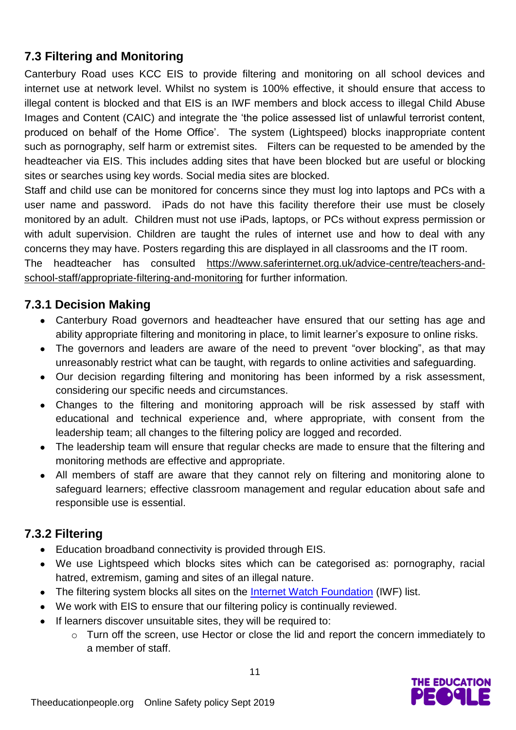## 7.3 Filtering and Monitoring

Canterbury Road uses KCC EIS to provide filtering and monitoring on all school devices and internet use at network level. Whilst no system is 100% effective, it should ensure that access to illegal content is blocked and that EIS is an IWF members and block access to illegal Child Abuse Images and Content (CAIC) and integrate the 'the police assessed list of unlawful terrorist content, produced on behalf of the Home Office'. The system (Lightspeed) blocks inappropriate content such as pornography, self harm or extremist sites. Filters can be requested to be amended by the headteacher via EIS. This includes adding sites that have been blocked but are useful or blocking sites or searches using key words. Social media sites are blocked.

Staff and child use can be monitored for concerns since they must log into laptops and PCs with a user name and password. iPads do not have this facility therefore their use must be closely monitored by an adult. Children must not use iPads, laptops, or PCs without express permission or with adult supervision. Children are taught the rules of internet use and how to deal with any concerns they may have. Posters regarding this are displayed in all classrooms and the IT room.

The headteacher has consulted [https://www.saferinternet.org.uk/advice-centre/teachers-and-school-staff/appropriate-filtering-and-monitoring](https://www.saferinternet.org.uk/advice-centre/teachers-and-school-staff/appropriate-filtering-and-monitoring) for further information.

### 7.3.1 Decision Making

- Canterbury Road governors and headteacher have ensured that our setting has age and ability appropriate filtering and monitoring in place, to limit learner's exposure to online risks.
- The governors and leaders are aware of the need to prevent "over blocking", as that may unreasonably restrict what can be taught, with regards to online activities and safeguarding.
- Our decision regarding filtering and monitoring has been informed by a risk assessment, considering our specific needs and circumstances.
- Changes to the filtering and monitoring approach will be risk assessed by staff with educational and technical experience and, where appropriate, with consent from the leadership team; all changes to the filtering policy are logged and recorded.
- The leadership team will ensure that regular checks are made to ensure that the filtering and monitoring methods are effective and appropriate.
- All members of staff are aware that they cannot rely on filtering and monitoring alone to safeguard learners; effective classroom management and regular education about safe and responsible use is essential.

### 7.3.2 Filtering

- Education broadband connectivity is provided through EIS.
- We use Lightspeed which blocks sites which can be categorised as: pornography, racial hatred, extremism, gaming and sites of an illegal nature.
- The filtering system blocks all sites on the [Internet Watch Foundation](https://www.iwf.org.uk/) (IWF) list.
- We work with EIS to ensure that our filtering policy is continually reviewed.
- If learners discover unsuitable sites, they will be required to:
  - Turn off the screen, use Hector or close the lid and report the concern immediately to a member of staff.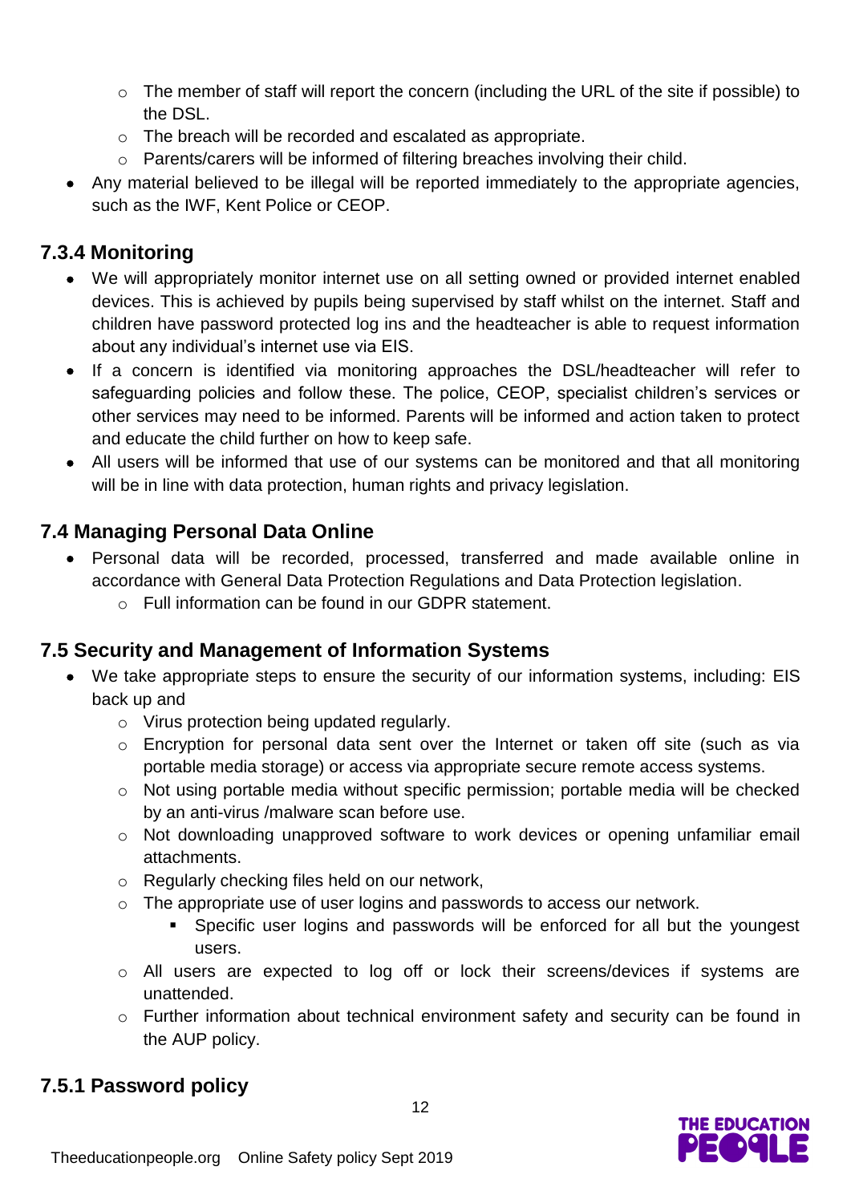- The member of staff will report the concern (including the URL of the site if possible) to the DSL.
  - The breach will be recorded and escalated as appropriate.
  - Parents/carers will be informed of filtering breaches involving their child.
- Any material believed to be illegal will be reported immediately to the appropriate agencies, such as the IWF, Kent Police or CEOP.

### 7.3.4 Monitoring

- We will appropriately monitor internet use on all setting owned or provided internet enabled devices. This is achieved by pupils being supervised by staff whilst on the internet. Staff and children have password protected log ins and the headteacher is able to request information about any individual's internet use via EIS.
- If a concern is identified via monitoring approaches the DSL/headteacher will refer to safeguarding policies and follow these. The police, CEOP, specialist children's services or other services may need to be informed. Parents will be informed and action taken to protect and educate the child further on how to keep safe.
- All users will be informed that use of our systems can be monitored and that all monitoring will be in line with data protection, human rights and privacy legislation.

## 7.4 Managing Personal Data Online

- Personal data will be recorded, processed, transferred and made available online in accordance with General Data Protection Regulations and Data Protection legislation.
  - Full information can be found in our GDPR statement.

## 7.5 Security and Management of Information Systems

- We take appropriate steps to ensure the security of our information systems, including: EIS back up and
  - Virus protection being updated regularly.
  - Encryption for personal data sent over the Internet or taken off site (such as via portable media storage) or access via appropriate secure remote access systems.
  - Not using portable media without specific permission; portable media will be checked by an anti-virus /malware scan before use.
  - Not downloading unapproved software to work devices or opening unfamiliar email attachments.
  - Regularly checking files held on our network,
  - The appropriate use of user logins and passwords to access our network.
    - Specific user logins and passwords will be enforced for all but the youngest users.
  - All users are expected to log off or lock their screens/devices if systems are unattended.
  - Further information about technical environment safety and security can be found in the AUP policy.

### 7.5.1 Password policy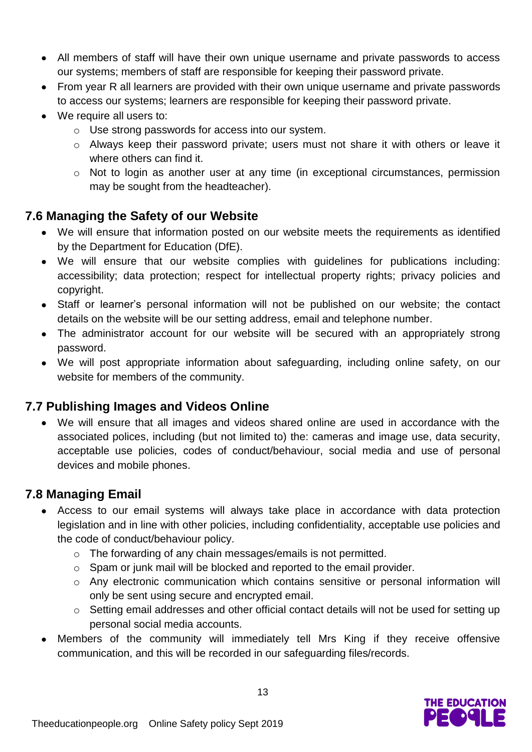- All members of staff will have their own unique username and private passwords to access our systems; members of staff are responsible for keeping their password private.
- From year R all learners are provided with their own unique username and private passwords to access our systems; learners are responsible for keeping their password private.
- We require all users to:
    - Use strong passwords for access into our system.
    - Always keep their password private; users must not share it with others or leave it where others can find it.
    - Not to login as another user at any time (in exceptional circumstances, permission may be sought from the headteacher).

## 7.6 Managing the Safety of our Website

- We will ensure that information posted on our website meets the requirements as identified by the Department for Education (DfE).
- We will ensure that our website complies with guidelines for publications including: accessibility; data protection; respect for intellectual property rights; privacy policies and copyright.
- Staff or learner's personal information will not be published on our website; the contact details on the website will be our setting address, email and telephone number.
- The administrator account for our website will be secured with an appropriately strong password.
- We will post appropriate information about safeguarding, including online safety, on our website for members of the community.

## 7.7 Publishing Images and Videos Online

- We will ensure that all images and videos shared online are used in accordance with the associated polices, including (but not limited to) the: cameras and image use, data security, acceptable use policies, codes of conduct/behaviour, social media and use of personal devices and mobile phones.

## 7.8 Managing Email

- Access to our email systems will always take place in accordance with data protection legislation and in line with other policies, including confidentiality, acceptable use policies and the code of conduct/behaviour policy.
    - The forwarding of any chain messages/emails is not permitted.
    - Spam or junk mail will be blocked and reported to the email provider.
    - Any electronic communication which contains sensitive or personal information will only be sent using secure and encrypted email.
    - Setting email addresses and other official contact details will not be used for setting up personal social media accounts.
- Members of the community will immediately tell Mrs King if they receive offensive communication, and this will be recorded in our safeguarding files/records.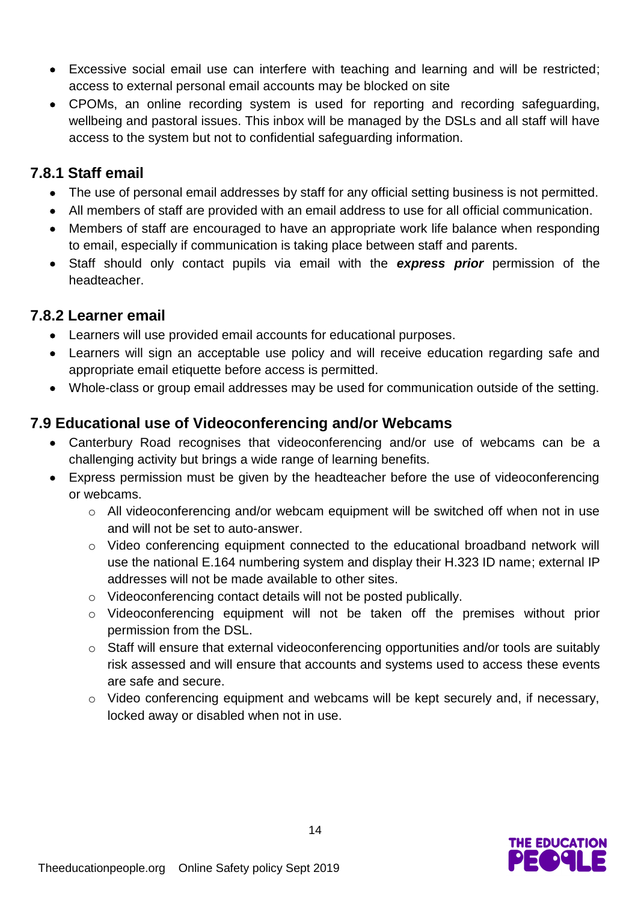- Excessive social email use can interfere with teaching and learning and will be restricted; access to external personal email accounts may be blocked on site
- CPOMs, an online recording system is used for reporting and recording safeguarding, wellbeing and pastoral issues. This inbox will be managed by the DSLs and all staff will have access to the system but not to confidential safeguarding information.

### 7.8.1 Staff email

- The use of personal email addresses by staff for any official setting business is not permitted.
- All members of staff are provided with an email address to use for all official communication.
- Members of staff are encouraged to have an appropriate work life balance when responding to email, especially if communication is taking place between staff and parents.
- Staff should only contact pupils via email with the ***express prior*** permission of the headteacher.

### 7.8.2 Learner email

- Learners will use provided email accounts for educational purposes.
- Learners will sign an acceptable use policy and will receive education regarding safe and appropriate email etiquette before access is permitted.
- Whole-class or group email addresses may be used for communication outside of the setting.

## 7.9 Educational use of Videoconferencing and/or Webcams

- Canterbury Road recognises that videoconferencing and/or use of webcams can be a challenging activity but brings a wide range of learning benefits.
- Express permission must be given by the headteacher before the use of videoconferencing or webcams.
  - All videoconferencing and/or webcam equipment will be switched off when not in use and will not be set to auto-answer.
  - Video conferencing equipment connected to the educational broadband network will use the national E.164 numbering system and display their H.323 ID name; external IP addresses will not be made available to other sites.
  - Videoconferencing contact details will not be posted publically.
  - Videoconferencing equipment will not be taken off the premises without prior permission from the DSL.
  - Staff will ensure that external videoconferencing opportunities and/or tools are suitably risk assessed and will ensure that accounts and systems used to access these events are safe and secure.
  - Video conferencing equipment and webcams will be kept securely and, if necessary, locked away or disabled when not in use.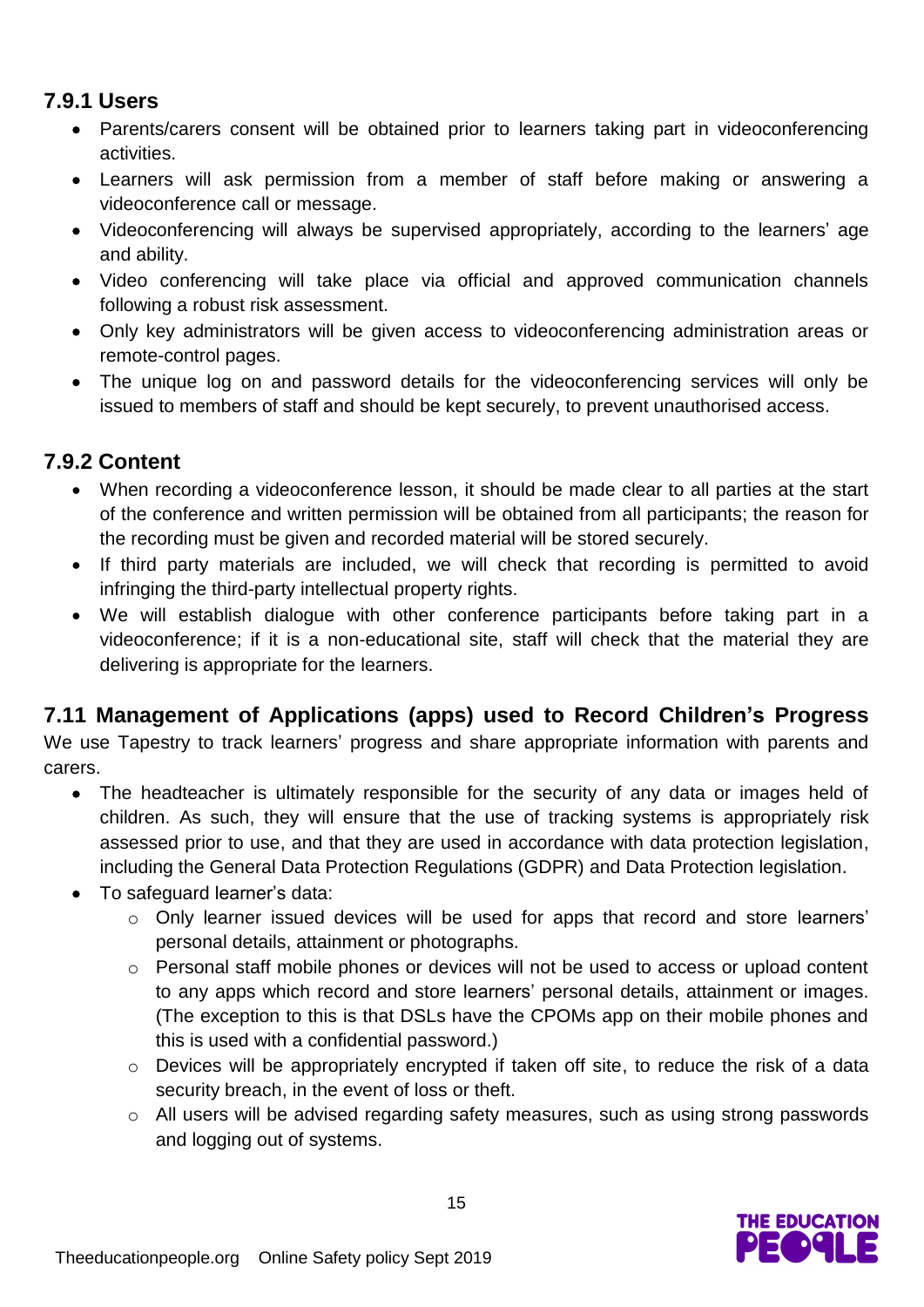### 7.9.1 Users

- Parents/carers consent will be obtained prior to learners taking part in videoconferencing activities.
- Learners will ask permission from a member of staff before making or answering a videoconference call or message.
- Videoconferencing will always be supervised appropriately, according to the learners' age and ability.
- Video conferencing will take place via official and approved communication channels following a robust risk assessment.
- Only key administrators will be given access to videoconferencing administration areas or remote-control pages.
- The unique log on and password details for the videoconferencing services will only be issued to members of staff and should be kept securely, to prevent unauthorised access.

### 7.9.2 Content

- When recording a videoconference lesson, it should be made clear to all parties at the start of the conference and written permission will be obtained from all participants; the reason for the recording must be given and recorded material will be stored securely.
- If third party materials are included, we will check that recording is permitted to avoid infringing the third-party intellectual property rights.
- We will establish dialogue with other conference participants before taking part in a videoconference; if it is a non-educational site, staff will check that the material they are delivering is appropriate for the learners.

## 7.11 Management of Applications (apps) used to Record Children's Progress

We use Tapestry to track learners' progress and share appropriate information with parents and carers.

- The headteacher is ultimately responsible for the security of any data or images held of children. As such, they will ensure that the use of tracking systems is appropriately risk assessed prior to use, and that they are used in accordance with data protection legislation, including the General Data Protection Regulations (GDPR) and Data Protection legislation.
- To safeguard learner's data:
  - Only learner issued devices will be used for apps that record and store learners' personal details, attainment or photographs.
  - Personal staff mobile phones or devices will not be used to access or upload content to any apps which record and store learners' personal details, attainment or images. (The exception to this is that DSLs have the CPOMs app on their mobile phones and this is used with a confidential password.)
  - Devices will be appropriately encrypted if taken off site, to reduce the risk of a data security breach, in the event of loss or theft.
  - All users will be advised regarding safety measures, such as using strong passwords and logging out of systems.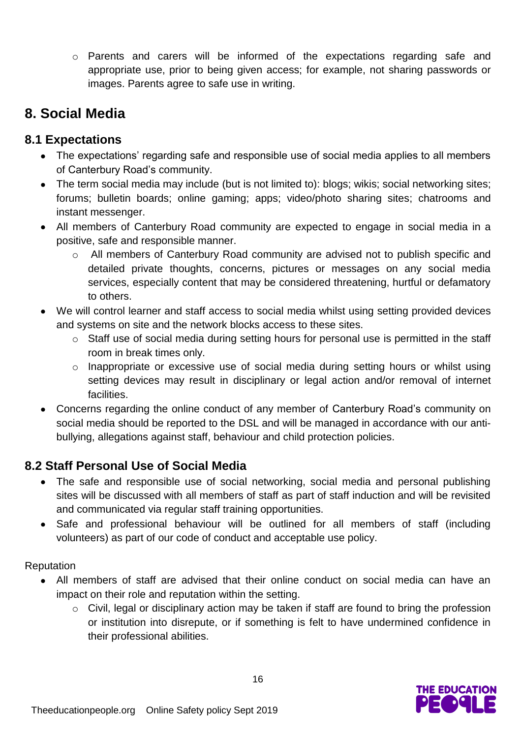- Parents and carers will be informed of the expectations regarding safe and appropriate use, prior to being given access; for example, not sharing passwords or images. Parents agree to safe use in writing.

## 8. Social Media

### 8.1 Expectations

- The expectations' regarding safe and responsible use of social media applies to all members of Canterbury Road's community.
- The term social media may include (but is not limited to): blogs; wikis; social networking sites; forums; bulletin boards; online gaming; apps; video/photo sharing sites; chatrooms and instant messenger.
- All members of Canterbury Road community are expected to engage in social media in a positive, safe and responsible manner.
    - All members of Canterbury Road community are advised not to publish specific and detailed private thoughts, concerns, pictures or messages on any social media services, especially content that may be considered threatening, hurtful or defamatory to others.
- We will control learner and staff access to social media whilst using setting provided devices and systems on site and the network blocks access to these sites.
    - Staff use of social media during setting hours for personal use is permitted in the staff room in break times only.
    - Inappropriate or excessive use of social media during setting hours or whilst using setting devices may result in disciplinary or legal action and/or removal of internet facilities.
- Concerns regarding the online conduct of any member of Canterbury Road's community on social media should be reported to the DSL and will be managed in accordance with our anti-bullying, allegations against staff, behaviour and child protection policies.

### 8.2 Staff Personal Use of Social Media

- The safe and responsible use of social networking, social media and personal publishing sites will be discussed with all members of staff as part of staff induction and will be revisited and communicated via regular staff training opportunities.
- Safe and professional behaviour will be outlined for all members of staff (including volunteers) as part of our code of conduct and acceptable use policy.

Reputation

- All members of staff are advised that their online conduct on social media can have an impact on their role and reputation within the setting.
    - Civil, legal or disciplinary action may be taken if staff are found to bring the profession or institution into disrepute, or if something is felt to have undermined confidence in their professional abilities.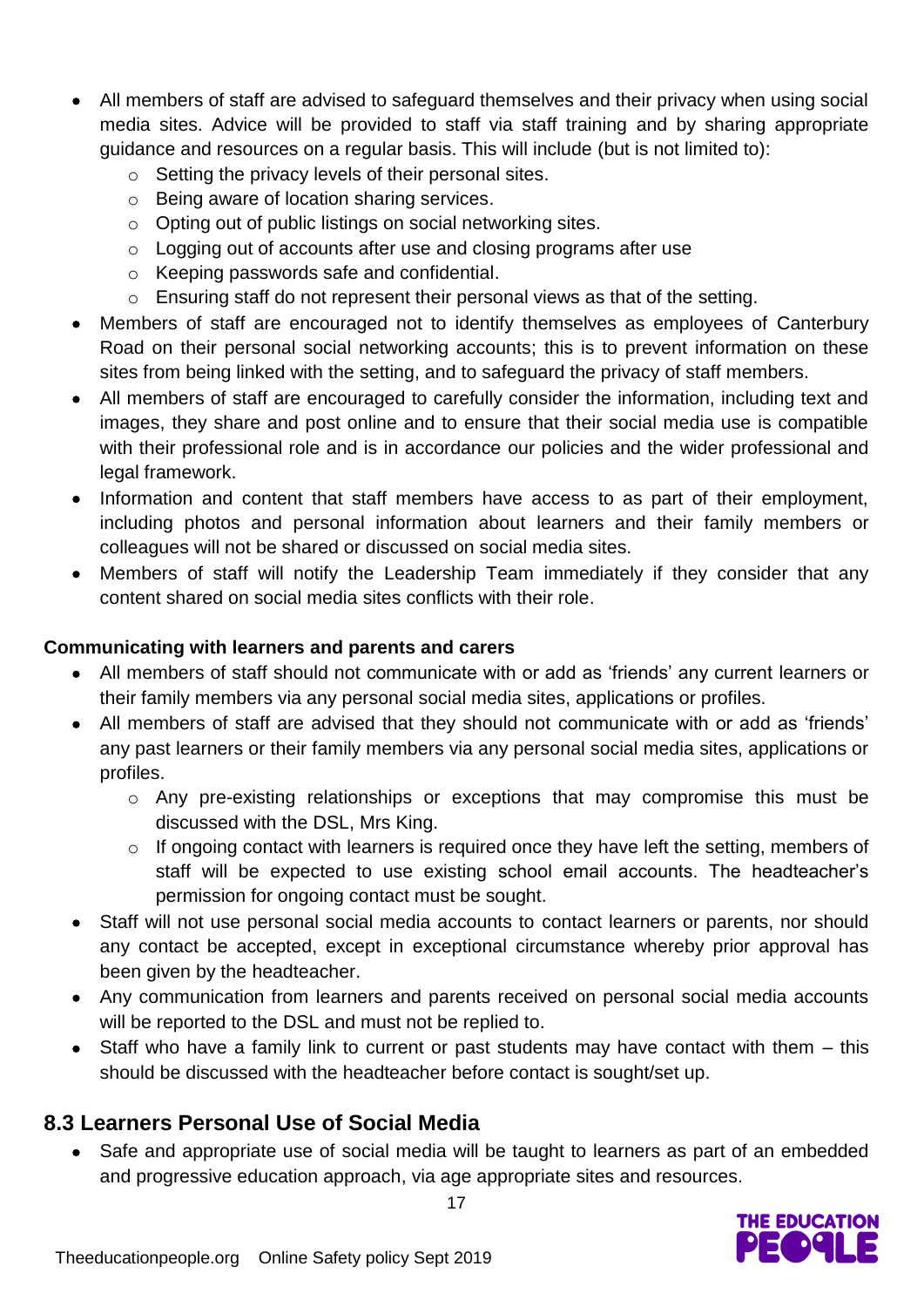- All members of staff are advised to safeguard themselves and their privacy when using social media sites. Advice will be provided to staff via staff training and by sharing appropriate guidance and resources on a regular basis. This will include (but is not limited to):
  - Setting the privacy levels of their personal sites.
  - Being aware of location sharing services.
  - Opting out of public listings on social networking sites.
  - Logging out of accounts after use and closing programs after use
  - Keeping passwords safe and confidential.
  - Ensuring staff do not represent their personal views as that of the setting.
- Members of staff are encouraged not to identify themselves as employees of Canterbury Road on their personal social networking accounts; this is to prevent information on these sites from being linked with the setting, and to safeguard the privacy of staff members.
- All members of staff are encouraged to carefully consider the information, including text and images, they share and post online and to ensure that their social media use is compatible with their professional role and is in accordance our policies and the wider professional and legal framework.
- Information and content that staff members have access to as part of their employment, including photos and personal information about learners and their family members or colleagues will not be shared or discussed on social media sites.
- Members of staff will notify the Leadership Team immediately if they consider that any content shared on social media sites conflicts with their role.

**Communicating with learners and parents and carers**

- All members of staff should not communicate with or add as 'friends' any current learners or their family members via any personal social media sites, applications or profiles.
- All members of staff are advised that they should not communicate with or add as 'friends' any past learners or their family members via any personal social media sites, applications or profiles.
  - Any pre-existing relationships or exceptions that may compromise this must be discussed with the DSL, Mrs King.
  - If ongoing contact with learners is required once they have left the setting, members of staff will be expected to use existing school email accounts. The headteacher's permission for ongoing contact must be sought.
- Staff will not use personal social media accounts to contact learners or parents, nor should any contact be accepted, except in exceptional circumstance whereby prior approval has been given by the headteacher.
- Any communication from learners and parents received on personal social media accounts will be reported to the DSL and must not be replied to.
- Staff who have a family link to current or past students may have contact with them – this should be discussed with the headteacher before contact is sought/set up.

## 8.3 Learners Personal Use of Social Media

- Safe and appropriate use of social media will be taught to learners as part of an embedded and progressive education approach, via age appropriate sites and resources.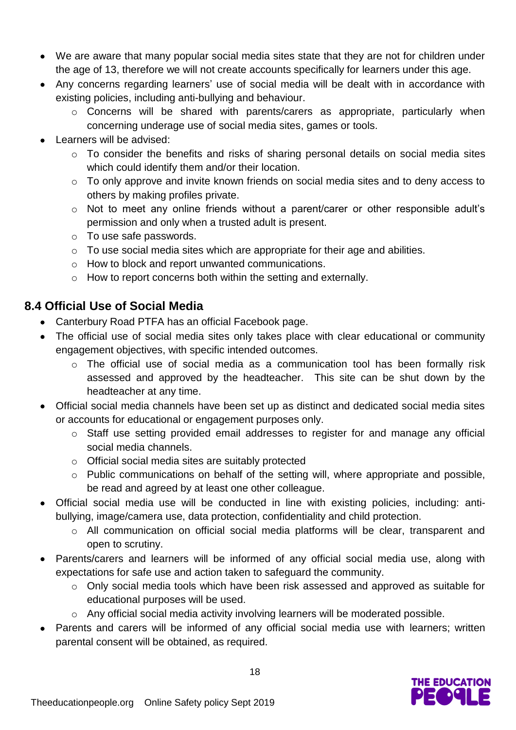- We are aware that many popular social media sites state that they are not for children under the age of 13, therefore we will not create accounts specifically for learners under this age.
- Any concerns regarding learners' use of social media will be dealt with in accordance with existing policies, including anti-bullying and behaviour.
  - Concerns will be shared with parents/carers as appropriate, particularly when concerning underage use of social media sites, games or tools.
- Learners will be advised:
  - To consider the benefits and risks of sharing personal details on social media sites which could identify them and/or their location.
  - To only approve and invite known friends on social media sites and to deny access to others by making profiles private.
  - Not to meet any online friends without a parent/carer or other responsible adult's permission and only when a trusted adult is present.
  - To use safe passwords.
  - To use social media sites which are appropriate for their age and abilities.
  - How to block and report unwanted communications.
  - How to report concerns both within the setting and externally.

### 8.4 Official Use of Social Media

- Canterbury Road PTFA has an official Facebook page.
- The official use of social media sites only takes place with clear educational or community engagement objectives, with specific intended outcomes.
  - The official use of social media as a communication tool has been formally risk assessed and approved by the headteacher. This site can be shut down by the headteacher at any time.
- Official social media channels have been set up as distinct and dedicated social media sites or accounts for educational or engagement purposes only.
  - Staff use setting provided email addresses to register for and manage any official social media channels.
  - Official social media sites are suitably protected
  - Public communications on behalf of the setting will, where appropriate and possible, be read and agreed by at least one other colleague.
- Official social media use will be conducted in line with existing policies, including: anti-bullying, image/camera use, data protection, confidentiality and child protection.
  - All communication on official social media platforms will be clear, transparent and open to scrutiny.
- Parents/carers and learners will be informed of any official social media use, along with expectations for safe use and action taken to safeguard the community.
  - Only social media tools which have been risk assessed and approved as suitable for educational purposes will be used.
  - Any official social media activity involving learners will be moderated possible.
- Parents and carers will be informed of any official social media use with learners; written parental consent will be obtained, as required.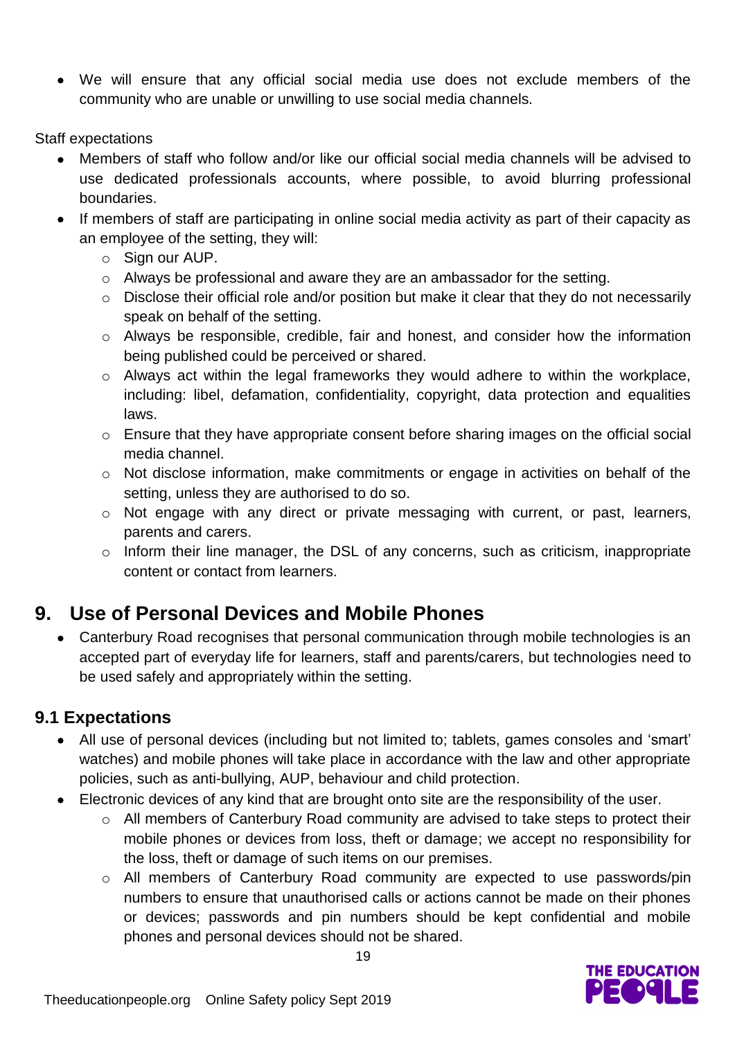- We will ensure that any official social media use does not exclude members of the community who are unable or unwilling to use social media channels.

Staff expectations

- Members of staff who follow and/or like our official social media channels will be advised to use dedicated professionals accounts, where possible, to avoid blurring professional boundaries.
- If members of staff are participating in online social media activity as part of their capacity as an employee of the setting, they will:
    - Sign our AUP.
    - Always be professional and aware they are an ambassador for the setting.
    - Disclose their official role and/or position but make it clear that they do not necessarily speak on behalf of the setting.
    - Always be responsible, credible, fair and honest, and consider how the information being published could be perceived or shared.
    - Always act within the legal frameworks they would adhere to within the workplace, including: libel, defamation, confidentiality, copyright, data protection and equalities laws.
    - Ensure that they have appropriate consent before sharing images on the official social media channel.
    - Not disclose information, make commitments or engage in activities on behalf of the setting, unless they are authorised to do so.
    - Not engage with any direct or private messaging with current, or past, learners, parents and carers.
    - Inform their line manager, the DSL of any concerns, such as criticism, inappropriate content or contact from learners.

## 9. Use of Personal Devices and Mobile Phones

- Canterbury Road recognises that personal communication through mobile technologies is an accepted part of everyday life for learners, staff and parents/carers, but technologies need to be used safely and appropriately within the setting.

### 9.1 Expectations

- All use of personal devices (including but not limited to; tablets, games consoles and 'smart' watches) and mobile phones will take place in accordance with the law and other appropriate policies, such as anti-bullying, AUP, behaviour and child protection.
- Electronic devices of any kind that are brought onto site are the responsibility of the user.
    - All members of Canterbury Road community are advised to take steps to protect their mobile phones or devices from loss, theft or damage; we accept no responsibility for the loss, theft or damage of such items on our premises.
    - All members of Canterbury Road community are expected to use passwords/pin numbers to ensure that unauthorised calls or actions cannot be made on their phones or devices; passwords and pin numbers should be kept confidential and mobile phones and personal devices should not be shared.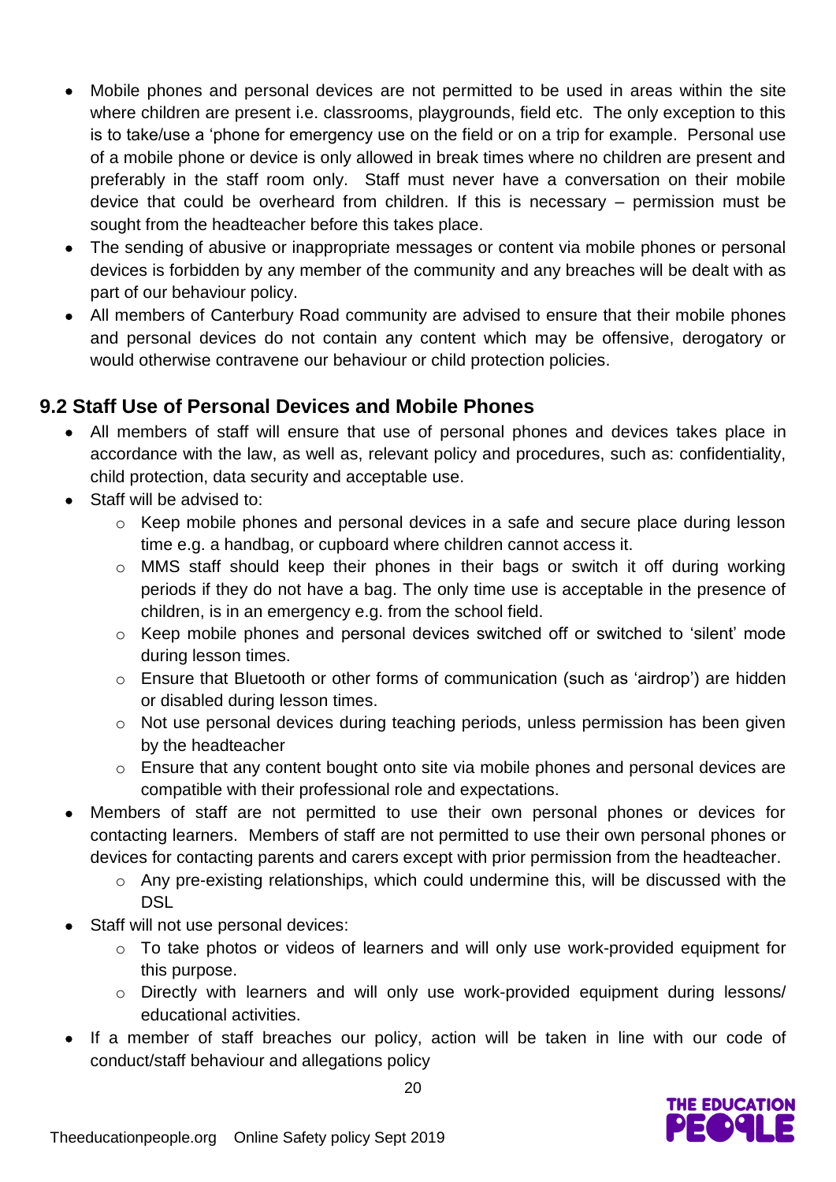- Mobile phones and personal devices are not permitted to be used in areas within the site where children are present i.e. classrooms, playgrounds, field etc. The only exception to this is to take/use a 'phone for emergency use on the field or on a trip for example. Personal use of a mobile phone or device is only allowed in break times where no children are present and preferably in the staff room only. Staff must never have a conversation on their mobile device that could be overheard from children. If this is necessary – permission must be sought from the headteacher before this takes place.
- The sending of abusive or inappropriate messages or content via mobile phones or personal devices is forbidden by any member of the community and any breaches will be dealt with as part of our behaviour policy.
- All members of Canterbury Road community are advised to ensure that their mobile phones and personal devices do not contain any content which may be offensive, derogatory or would otherwise contravene our behaviour or child protection policies.

## 9.2 Staff Use of Personal Devices and Mobile Phones

- All members of staff will ensure that use of personal phones and devices takes place in accordance with the law, as well as, relevant policy and procedures, such as: confidentiality, child protection, data security and acceptable use.
- Staff will be advised to:
  - Keep mobile phones and personal devices in a safe and secure place during lesson time e.g. a handbag, or cupboard where children cannot access it.
  - MMS staff should keep their phones in their bags or switch it off during working periods if they do not have a bag. The only time use is acceptable in the presence of children, is in an emergency e.g. from the school field.
  - Keep mobile phones and personal devices switched off or switched to 'silent' mode during lesson times.
  - Ensure that Bluetooth or other forms of communication (such as 'airdrop') are hidden or disabled during lesson times.
  - Not use personal devices during teaching periods, unless permission has been given by the headteacher
  - Ensure that any content bought onto site via mobile phones and personal devices are compatible with their professional role and expectations.
- Members of staff are not permitted to use their own personal phones or devices for contacting learners. Members of staff are not permitted to use their own personal phones or devices for contacting parents and carers except with prior permission from the headteacher.
  - Any pre-existing relationships, which could undermine this, will be discussed with the DSL
- Staff will not use personal devices:
  - To take photos or videos of learners and will only use work-provided equipment for this purpose.
  - Directly with learners and will only use work-provided equipment during lessons/ educational activities.
- If a member of staff breaches our policy, action will be taken in line with our code of conduct/staff behaviour and allegations policy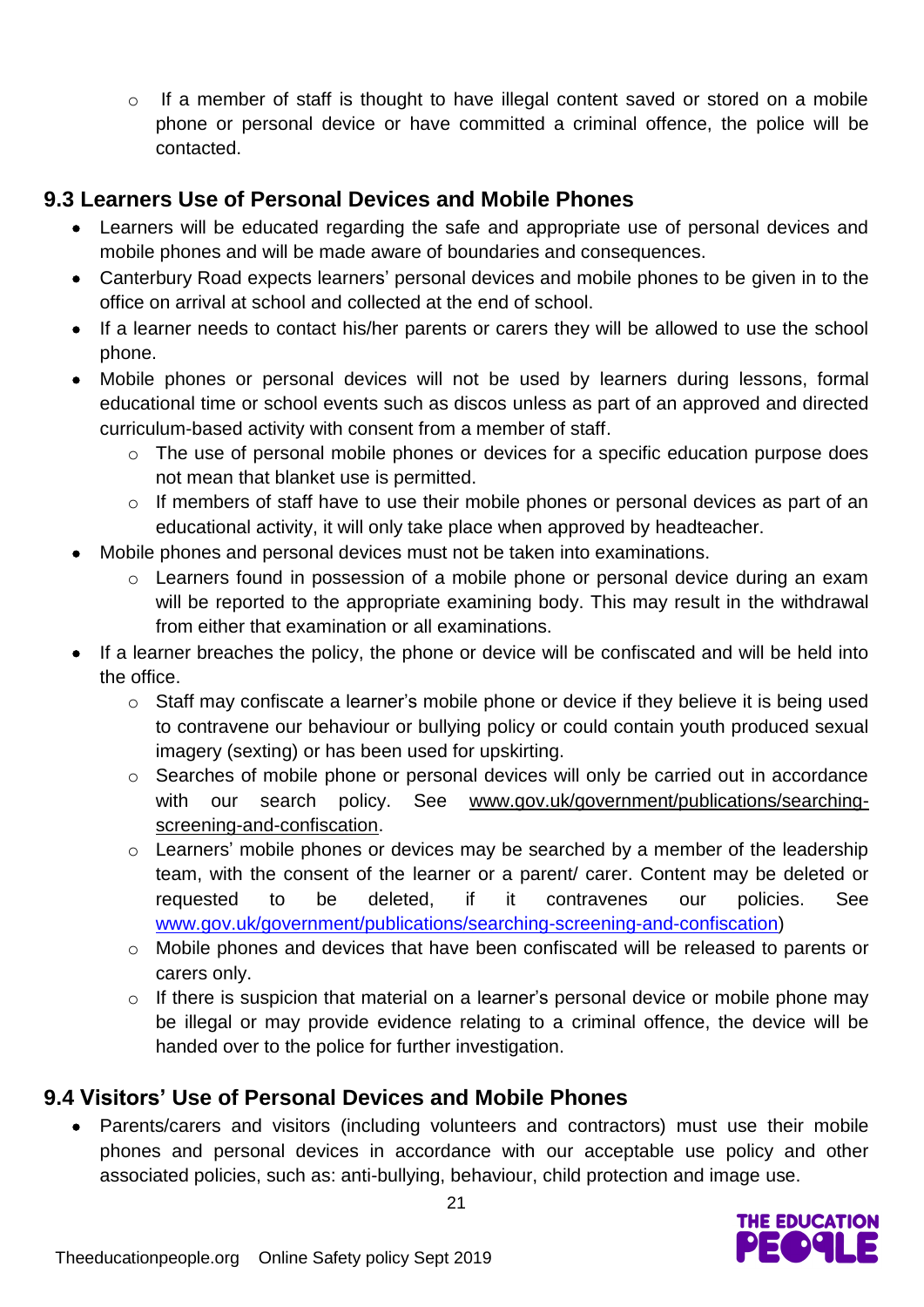- If a member of staff is thought to have illegal content saved or stored on a mobile phone or personal device or have committed a criminal offence, the police will be contacted.

### 9.3 Learners Use of Personal Devices and Mobile Phones

- Learners will be educated regarding the safe and appropriate use of personal devices and mobile phones and will be made aware of boundaries and consequences.
- Canterbury Road expects learners' personal devices and mobile phones to be given in to the office on arrival at school and collected at the end of school.
- If a learner needs to contact his/her parents or carers they will be allowed to use the school phone.
- Mobile phones or personal devices will not be used by learners during lessons, formal educational time or school events such as discos unless as part of an approved and directed curriculum-based activity with consent from a member of staff.
  - The use of personal mobile phones or devices for a specific education purpose does not mean that blanket use is permitted.
  - If members of staff have to use their mobile phones or personal devices as part of an educational activity, it will only take place when approved by headteacher.
- Mobile phones and personal devices must not be taken into examinations.
  - Learners found in possession of a mobile phone or personal device during an exam will be reported to the appropriate examining body. This may result in the withdrawal from either that examination or all examinations.
- If a learner breaches the policy, the phone or device will be confiscated and will be held into the office.
  - Staff may confiscate a learner's mobile phone or device if they believe it is being used to contravene our behaviour or bullying policy or could contain youth produced sexual imagery (sexting) or has been used for upskirting.
  - Searches of mobile phone or personal devices will only be carried out in accordance with our search policy. See www.gov.uk/government/publications/searching-screening-and-confiscation.
  - Learners' mobile phones or devices may be searched by a member of the leadership team, with the consent of the learner or a parent/ carer. Content may be deleted or requested to be deleted, if it contravenes our policies. See www.gov.uk/government/publications/searching-screening-and-confiscation)
  - Mobile phones and devices that have been confiscated will be released to parents or carers only.
  - If there is suspicion that material on a learner's personal device or mobile phone may be illegal or may provide evidence relating to a criminal offence, the device will be handed over to the police for further investigation.

### 9.4 Visitors' Use of Personal Devices and Mobile Phones

- Parents/carers and visitors (including volunteers and contractors) must use their mobile phones and personal devices in accordance with our acceptable use policy and other associated policies, such as: anti-bullying, behaviour, child protection and image use.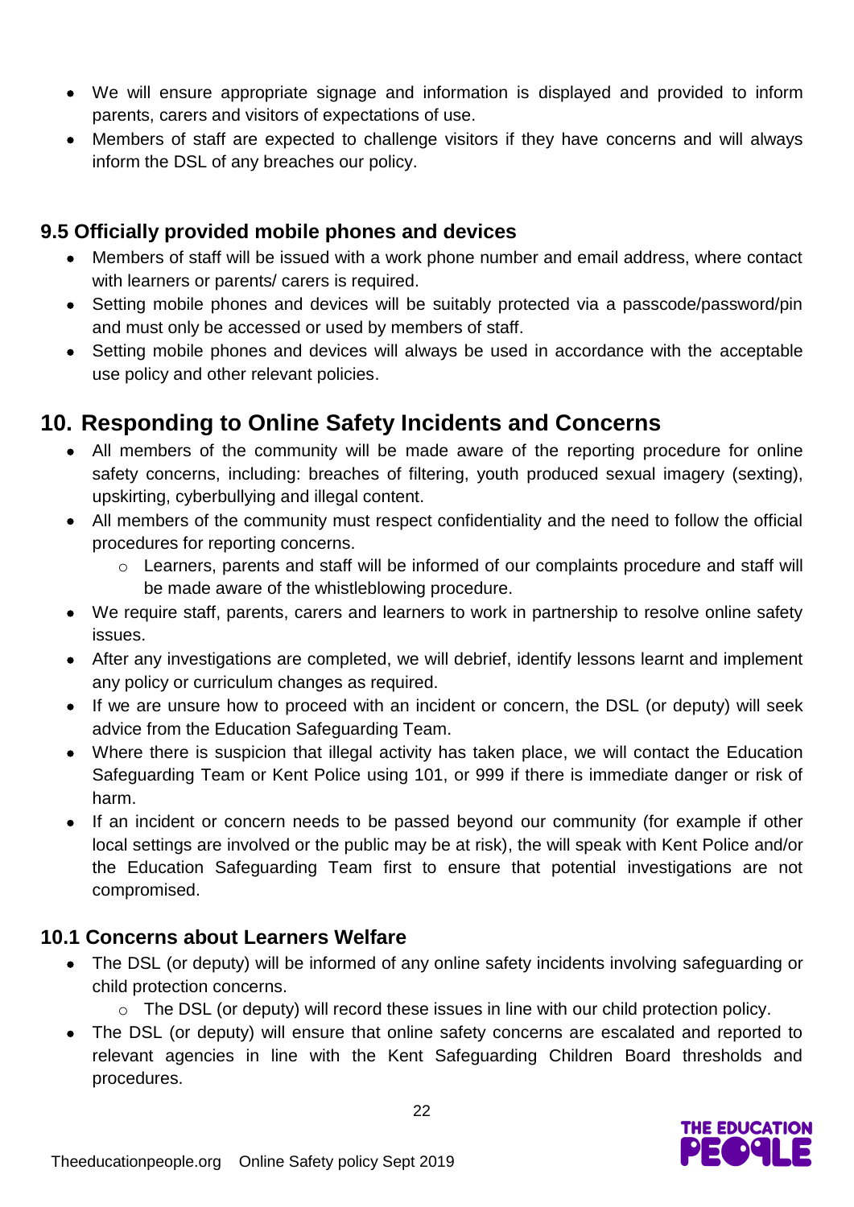- We will ensure appropriate signage and information is displayed and provided to inform parents, carers and visitors of expectations of use.
- Members of staff are expected to challenge visitors if they have concerns and will always inform the DSL of any breaches our policy.

### 9.5 Officially provided mobile phones and devices

- Members of staff will be issued with a work phone number and email address, where contact with learners or parents/ carers is required.
- Setting mobile phones and devices will be suitably protected via a passcode/password/pin and must only be accessed or used by members of staff.
- Setting mobile phones and devices will always be used in accordance with the acceptable use policy and other relevant policies.

## 10. Responding to Online Safety Incidents and Concerns

- All members of the community will be made aware of the reporting procedure for online safety concerns, including: breaches of filtering, youth produced sexual imagery (sexting), upskirting, cyberbullying and illegal content.
- All members of the community must respect confidentiality and the need to follow the official procedures for reporting concerns.
    - Learners, parents and staff will be informed of our complaints procedure and staff will be made aware of the whistleblowing procedure.
- We require staff, parents, carers and learners to work in partnership to resolve online safety issues.
- After any investigations are completed, we will debrief, identify lessons learnt and implement any policy or curriculum changes as required.
- If we are unsure how to proceed with an incident or concern, the DSL (or deputy) will seek advice from the Education Safeguarding Team.
- Where there is suspicion that illegal activity has taken place, we will contact the Education Safeguarding Team or Kent Police using 101, or 999 if there is immediate danger or risk of harm.
- If an incident or concern needs to be passed beyond our community (for example if other local settings are involved or the public may be at risk), the will speak with Kent Police and/or the Education Safeguarding Team first to ensure that potential investigations are not compromised.

### 10.1 Concerns about Learners Welfare

- The DSL (or deputy) will be informed of any online safety incidents involving safeguarding or child protection concerns.
    - The DSL (or deputy) will record these issues in line with our child protection policy.
- The DSL (or deputy) will ensure that online safety concerns are escalated and reported to relevant agencies in line with the Kent Safeguarding Children Board thresholds and procedures.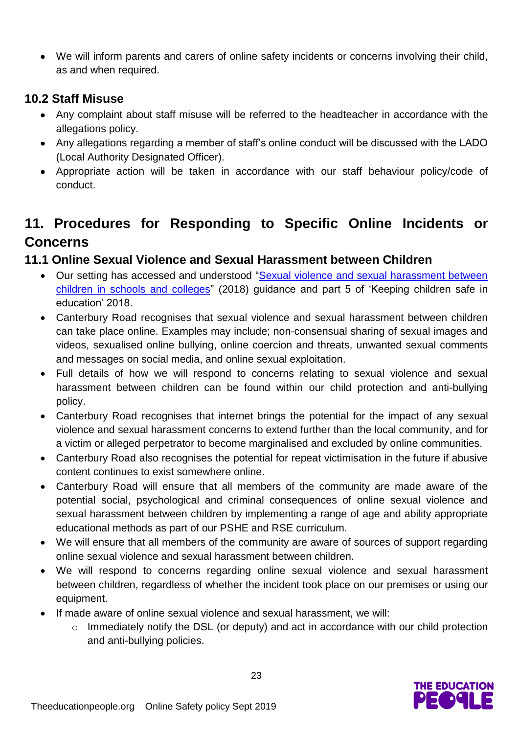- We will inform parents and carers of online safety incidents or concerns involving their child, as and when required.

### 10.2 Staff Misuse

- Any complaint about staff misuse will be referred to the headteacher in accordance with the allegations policy.
- Any allegations regarding a member of staff's online conduct will be discussed with the LADO (Local Authority Designated Officer).
- Appropriate action will be taken in accordance with our staff behaviour policy/code of conduct.

## 11. Procedures for Responding to Specific Online Incidents or Concerns

### 11.1 Online Sexual Violence and Sexual Harassment between Children

- Our setting has accessed and understood "Sexual violence and sexual harassment between children in schools and colleges" (2018) guidance and part 5 of 'Keeping children safe in education' 2018.
- Canterbury Road recognises that sexual violence and sexual harassment between children can take place online. Examples may include; non-consensual sharing of sexual images and videos, sexualised online bullying, online coercion and threats, unwanted sexual comments and messages on social media, and online sexual exploitation.
- Full details of how we will respond to concerns relating to sexual violence and sexual harassment between children can be found within our child protection and anti-bullying policy.
- Canterbury Road recognises that internet brings the potential for the impact of any sexual violence and sexual harassment concerns to extend further than the local community, and for a victim or alleged perpetrator to become marginalised and excluded by online communities.
- Canterbury Road also recognises the potential for repeat victimisation in the future if abusive content continues to exist somewhere online.
- Canterbury Road will ensure that all members of the community are made aware of the potential social, psychological and criminal consequences of online sexual violence and sexual harassment between children by implementing a range of age and ability appropriate educational methods as part of our PSHE and RSE curriculum.
- We will ensure that all members of the community are aware of sources of support regarding online sexual violence and sexual harassment between children.
- We will respond to concerns regarding online sexual violence and sexual harassment between children, regardless of whether the incident took place on our premises or using our equipment.
- If made aware of online sexual violence and sexual harassment, we will:
  - Immediately notify the DSL (or deputy) and act in accordance with our child protection and anti-bullying policies.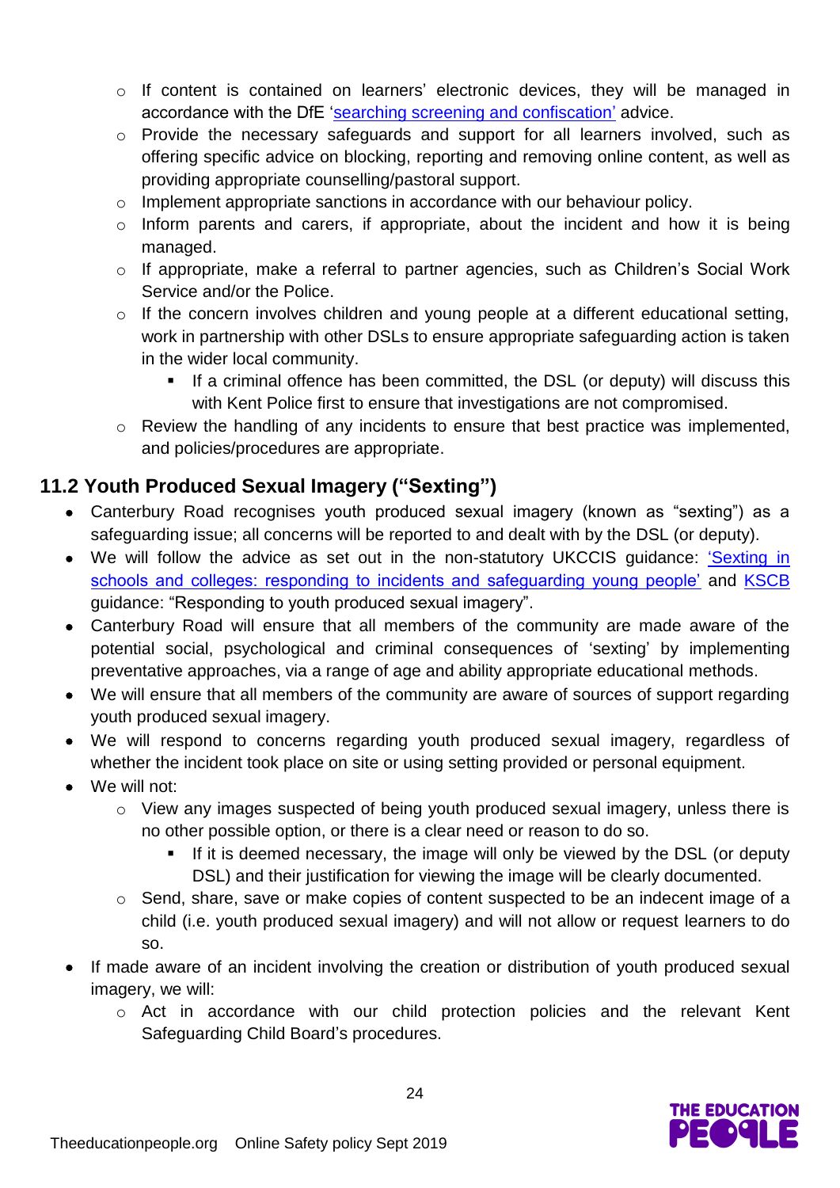- If content is contained on learners' electronic devices, they will be managed in accordance with the DfE 'searching screening and confiscation' advice.
- Provide the necessary safeguards and support for all learners involved, such as offering specific advice on blocking, reporting and removing online content, as well as providing appropriate counselling/pastoral support.
- Implement appropriate sanctions in accordance with our behaviour policy.
- Inform parents and carers, if appropriate, about the incident and how it is being managed.
- If appropriate, make a referral to partner agencies, such as Children's Social Work Service and/or the Police.
- If the concern involves children and young people at a different educational setting, work in partnership with other DSLs to ensure appropriate safeguarding action is taken in the wider local community.
    - If a criminal offence has been committed, the DSL (or deputy) will discuss this with Kent Police first to ensure that investigations are not compromised.
- Review the handling of any incidents to ensure that best practice was implemented, and policies/procedures are appropriate.

## 11.2 Youth Produced Sexual Imagery ("Sexting")

- Canterbury Road recognises youth produced sexual imagery (known as "sexting") as a safeguarding issue; all concerns will be reported to and dealt with by the DSL (or deputy).
- We will follow the advice as set out in the non-statutory UKCCIS guidance: 'Sexting in schools and colleges: responding to incidents and safeguarding young people' and KSCB guidance: "Responding to youth produced sexual imagery".
- Canterbury Road will ensure that all members of the community are made aware of the potential social, psychological and criminal consequences of 'sexting' by implementing preventative approaches, via a range of age and ability appropriate educational methods.
- We will ensure that all members of the community are aware of sources of support regarding youth produced sexual imagery.
- We will respond to concerns regarding youth produced sexual imagery, regardless of whether the incident took place on site or using setting provided or personal equipment.
- We will not:
    - View any images suspected of being youth produced sexual imagery, unless there is no other possible option, or there is a clear need or reason to do so.
        - If it is deemed necessary, the image will only be viewed by the DSL (or deputy DSL) and their justification for viewing the image will be clearly documented.
    - Send, share, save or make copies of content suspected to be an indecent image of a child (i.e. youth produced sexual imagery) and will not allow or request learners to do so.
- If made aware of an incident involving the creation or distribution of youth produced sexual imagery, we will:
    - Act in accordance with our child protection policies and the relevant Kent Safeguarding Child Board's procedures.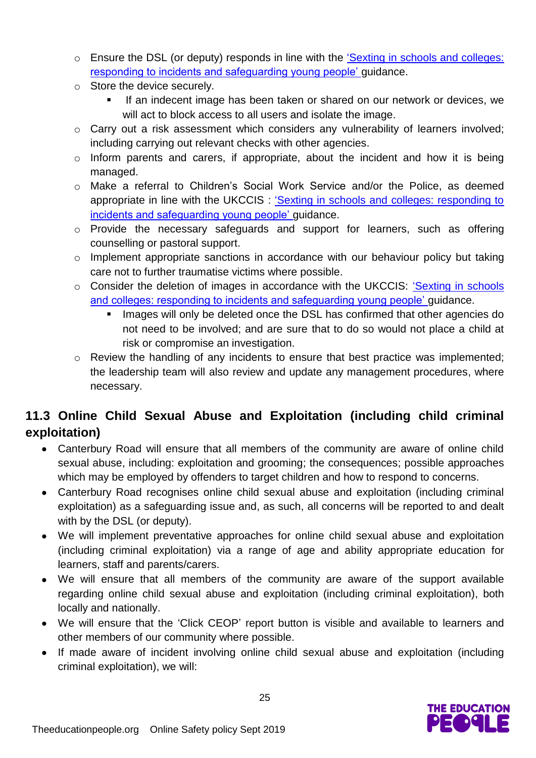- Ensure the DSL (or deputy) responds in line with the 'Sexting in schools and colleges: responding to incidents and safeguarding young people' guidance.
- Store the device securely.
    - If an indecent image has been taken or shared on our network or devices, we will act to block access to all users and isolate the image.
- Carry out a risk assessment which considers any vulnerability of learners involved; including carrying out relevant checks with other agencies.
- Inform parents and carers, if appropriate, about the incident and how it is being managed.
- Make a referral to Children's Social Work Service and/or the Police, as deemed appropriate in line with the UKCCIS : 'Sexting in schools and colleges: responding to incidents and safeguarding young people' guidance.
- Provide the necessary safeguards and support for learners, such as offering counselling or pastoral support.
- Implement appropriate sanctions in accordance with our behaviour policy but taking care not to further traumatise victims where possible.
- Consider the deletion of images in accordance with the UKCCIS: 'Sexting in schools and colleges: responding to incidents and safeguarding young people' guidance.
    - Images will only be deleted once the DSL has confirmed that other agencies do not need to be involved; and are sure that to do so would not place a child at risk or compromise an investigation.
- Review the handling of any incidents to ensure that best practice was implemented; the leadership team will also review and update any management procedures, where necessary.

## 11.3 Online Child Sexual Abuse and Exploitation (including child criminal exploitation)

- Canterbury Road will ensure that all members of the community are aware of online child sexual abuse, including: exploitation and grooming; the consequences; possible approaches which may be employed by offenders to target children and how to respond to concerns.
- Canterbury Road recognises online child sexual abuse and exploitation (including criminal exploitation) as a safeguarding issue and, as such, all concerns will be reported to and dealt with by the DSL (or deputy).
- We will implement preventative approaches for online child sexual abuse and exploitation (including criminal exploitation) via a range of age and ability appropriate education for learners, staff and parents/carers.
- We will ensure that all members of the community are aware of the support available regarding online child sexual abuse and exploitation (including criminal exploitation), both locally and nationally.
- We will ensure that the 'Click CEOP' report button is visible and available to learners and other members of our community where possible.
- If made aware of incident involving online child sexual abuse and exploitation (including criminal exploitation), we will: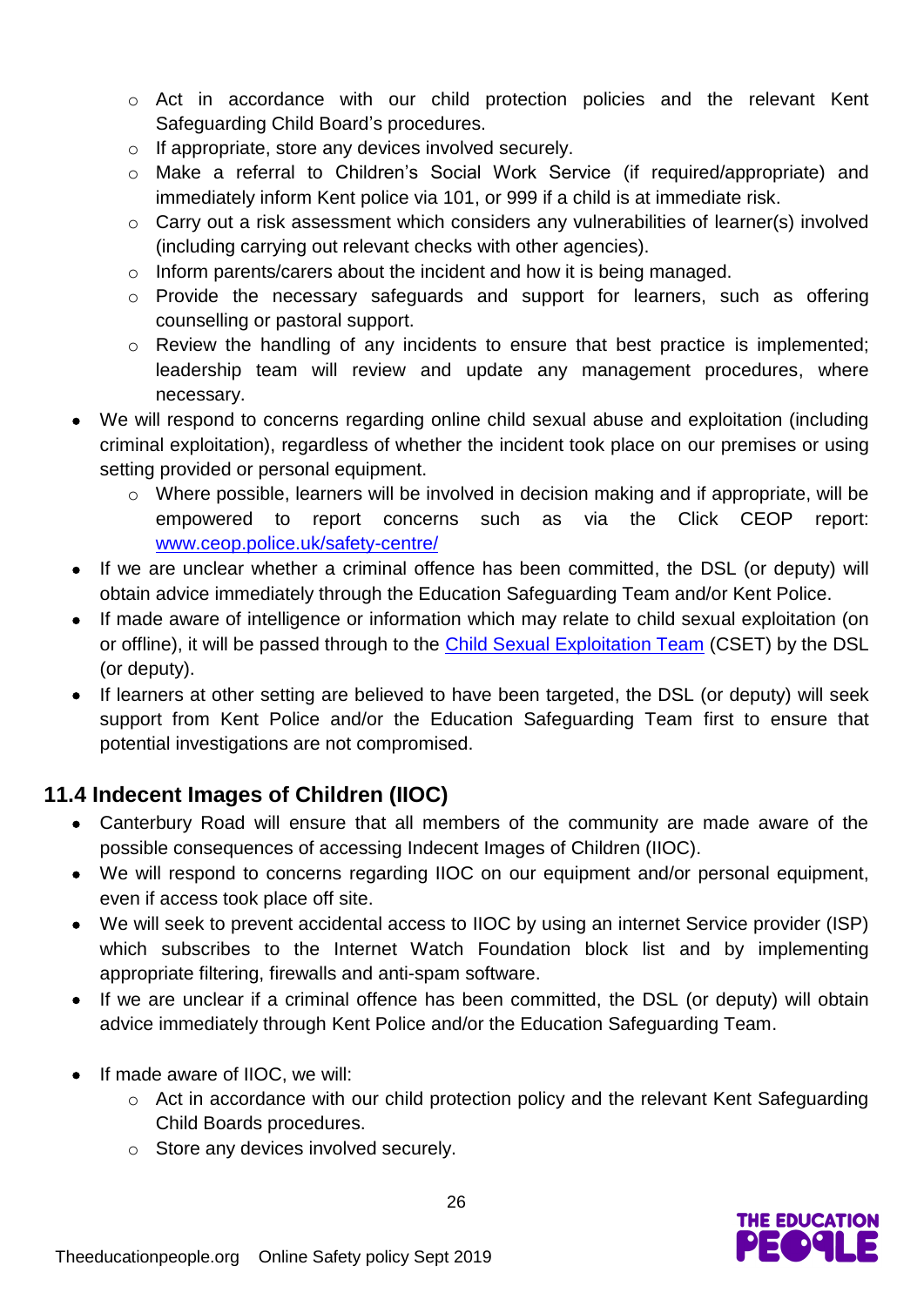- Act in accordance with our child protection policies and the relevant Kent Safeguarding Child Board's procedures.
  - If appropriate, store any devices involved securely.
  - Make a referral to Children's Social Work Service (if required/appropriate) and immediately inform Kent police via 101, or 999 if a child is at immediate risk.
  - Carry out a risk assessment which considers any vulnerabilities of learner(s) involved (including carrying out relevant checks with other agencies).
  - Inform parents/carers about the incident and how it is being managed.
  - Provide the necessary safeguards and support for learners, such as offering counselling or pastoral support.
  - Review the handling of any incidents to ensure that best practice is implemented; leadership team will review and update any management procedures, where necessary.
- We will respond to concerns regarding online child sexual abuse and exploitation (including criminal exploitation), regardless of whether the incident took place on our premises or using setting provided or personal equipment.
  - Where possible, learners will be involved in decision making and if appropriate, will be empowered to report concerns such as via the Click CEOP report: [www.ceop.police.uk/safety-centre/](www.ceop.police.uk/safety-centre/)
- If we are unclear whether a criminal offence has been committed, the DSL (or deputy) will obtain advice immediately through the Education Safeguarding Team and/or Kent Police.
- If made aware of intelligence or information which may relate to child sexual exploitation (on or offline), it will be passed through to the Child Sexual Exploitation Team (CSET) by the DSL (or deputy).
- If learners at other setting are believed to have been targeted, the DSL (or deputy) will seek support from Kent Police and/or the Education Safeguarding Team first to ensure that potential investigations are not compromised.

## 11.4 Indecent Images of Children (IIOC)

- Canterbury Road will ensure that all members of the community are made aware of the possible consequences of accessing Indecent Images of Children (IIOC).
- We will respond to concerns regarding IIOC on our equipment and/or personal equipment, even if access took place off site.
- We will seek to prevent accidental access to IIOC by using an internet Service provider (ISP) which subscribes to the Internet Watch Foundation block list and by implementing appropriate filtering, firewalls and anti-spam software.
- If we are unclear if a criminal offence has been committed, the DSL (or deputy) will obtain advice immediately through Kent Police and/or the Education Safeguarding Team.
- If made aware of IIOC, we will:
  - Act in accordance with our child protection policy and the relevant Kent Safeguarding Child Boards procedures.
  - Store any devices involved securely.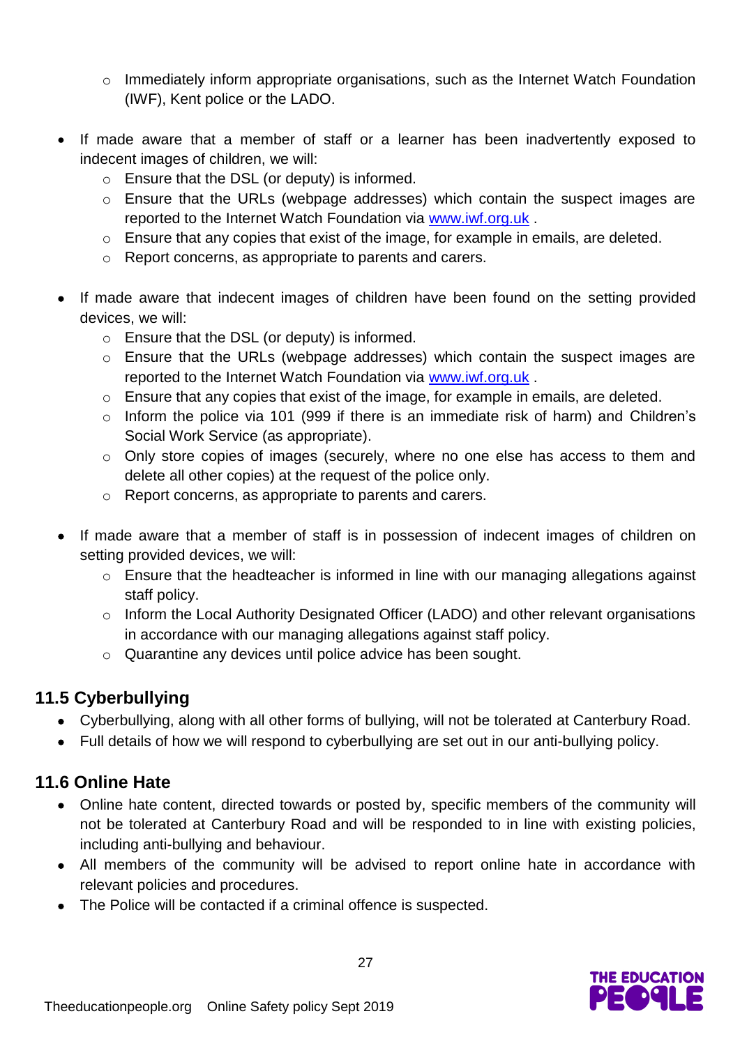- Immediately inform appropriate organisations, such as the Internet Watch Foundation (IWF), Kent police or the LADO.

- If made aware that a member of staff or a learner has been inadvertently exposed to indecent images of children, we will:
  - Ensure that the DSL (or deputy) is informed.
  - Ensure that the URLs (webpage addresses) which contain the suspect images are reported to the Internet Watch Foundation via www.iwf.org.uk .
  - Ensure that any copies that exist of the image, for example in emails, are deleted.
  - Report concerns, as appropriate to parents and carers.

- If made aware that indecent images of children have been found on the setting provided devices, we will:
  - Ensure that the DSL (or deputy) is informed.
  - Ensure that the URLs (webpage addresses) which contain the suspect images are reported to the Internet Watch Foundation via www.iwf.org.uk .
  - Ensure that any copies that exist of the image, for example in emails, are deleted.
  - Inform the police via 101 (999 if there is an immediate risk of harm) and Children's Social Work Service (as appropriate).
  - Only store copies of images (securely, where no one else has access to them and delete all other copies) at the request of the police only.
  - Report concerns, as appropriate to parents and carers.

- If made aware that a member of staff is in possession of indecent images of children on setting provided devices, we will:
  - Ensure that the headteacher is informed in line with our managing allegations against staff policy.
  - Inform the Local Authority Designated Officer (LADO) and other relevant organisations in accordance with our managing allegations against staff policy.
  - Quarantine any devices until police advice has been sought.

## 11.5 Cyberbullying

- Cyberbullying, along with all other forms of bullying, will not be tolerated at Canterbury Road.
- Full details of how we will respond to cyberbullying are set out in our anti-bullying policy.

## 11.6 Online Hate

- Online hate content, directed towards or posted by, specific members of the community will not be tolerated at Canterbury Road and will be responded to in line with existing policies, including anti-bullying and behaviour.
- All members of the community will be advised to report online hate in accordance with relevant policies and procedures.
- The Police will be contacted if a criminal offence is suspected.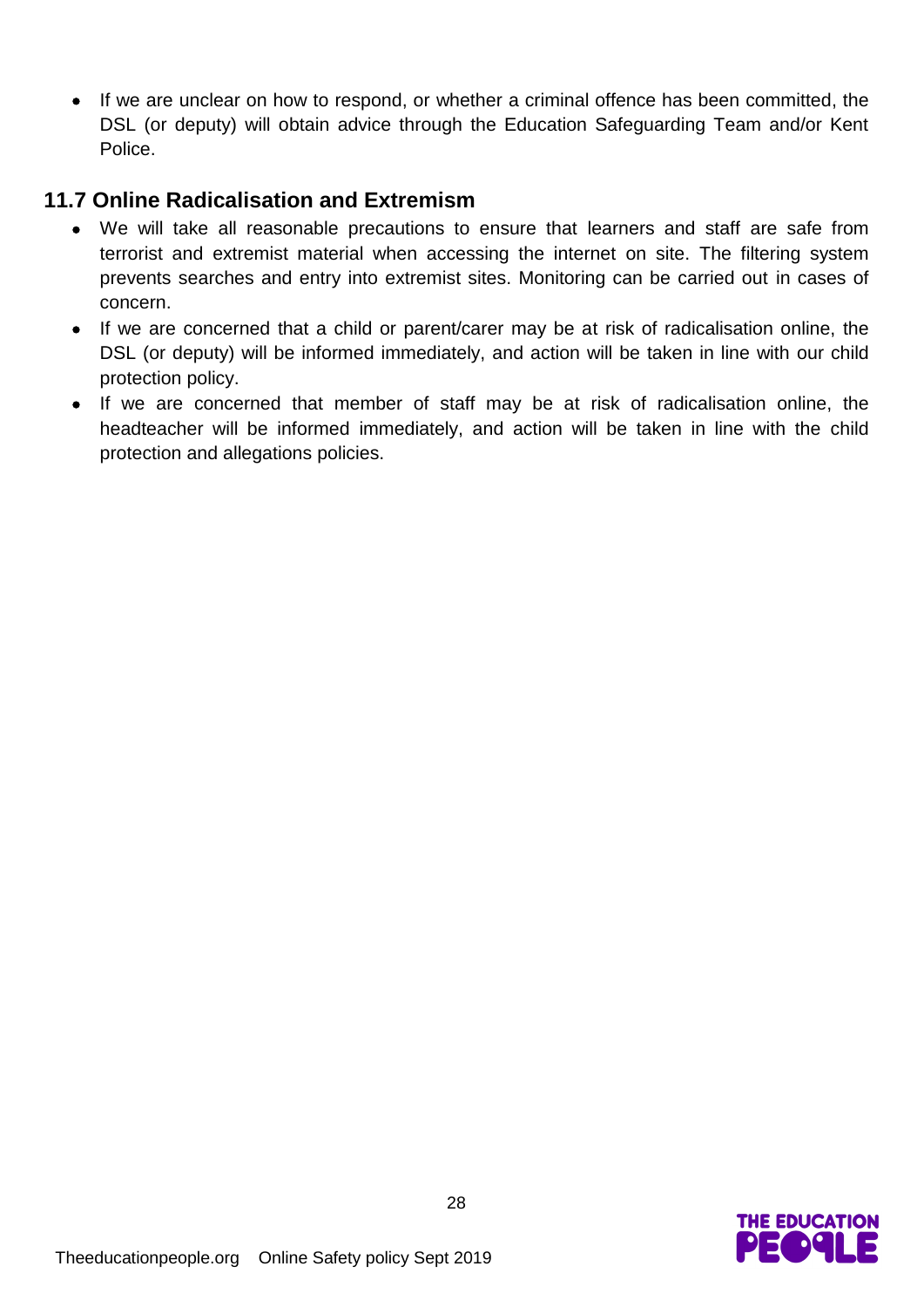- If we are unclear on how to respond, or whether a criminal offence has been committed, the DSL (or deputy) will obtain advice through the Education Safeguarding Team and/or Kent Police.

## 11.7 Online Radicalisation and Extremism

- We will take all reasonable precautions to ensure that learners and staff are safe from terrorist and extremist material when accessing the internet on site. The filtering system prevents searches and entry into extremist sites. Monitoring can be carried out in cases of concern.
- If we are concerned that a child or parent/carer may be at risk of radicalisation online, the DSL (or deputy) will be informed immediately, and action will be taken in line with our child protection policy.
- If we are concerned that member of staff may be at risk of radicalisation online, the headteacher will be informed immediately, and action will be taken in line with the child protection and allegations policies.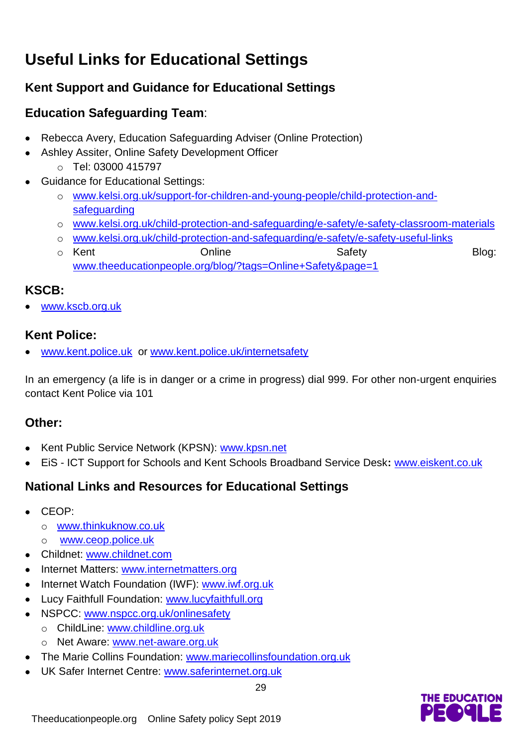# Useful Links for Educational Settings

## Kent Support and Guidance for Educational Settings

### **Education Safeguarding Team**:

- Rebecca Avery, Education Safeguarding Adviser (Online Protection)
- Ashley Assiter, Online Safety Development Officer
    - Tel: 03000 415797
- Guidance for Educational Settings:
    - www.kelsi.org.uk/support-for-children-and-young-people/child-protection-and-safeguarding
    - www.kelsi.org.uk/child-protection-and-safeguarding/e-safety/e-safety-classroom-materials
    - www.kelsi.org.uk/child-protection-and-safeguarding/e-safety/e-safety-useful-links
    - Kent Online Safety Blog: www.theeducationpeople.org/blog/?tags=Online+Safety&page=1

### KSCB:

- www.kscb.org.uk

### Kent Police:

- www.kent.police.uk or www.kent.police.uk/internetsafety

In an emergency (a life is in danger or a crime in progress) dial 999. For other non-urgent enquiries contact Kent Police via 101

### Other:

- Kent Public Service Network (KPSN): www.kpsn.net
- EiS - ICT Support for Schools and Kent Schools Broadband Service Desk**:** www.eiskent.co.uk

## National Links and Resources for Educational Settings

- CEOP:
    - www.thinkuknow.co.uk
    - www.ceop.police.uk
- Childnet: www.childnet.com
- Internet Matters: www.internetmatters.org
- Internet Watch Foundation (IWF): www.iwf.org.uk
- Lucy Faithfull Foundation: www.lucyfaithfull.org
- NSPCC: www.nspcc.org.uk/onlinesafety
    - ChildLine: www.childline.org.uk
    - Net Aware: www.net-aware.org.uk
- The Marie Collins Foundation: www.mariecollinsfoundation.org.uk
- UK Safer Internet Centre: www.saferinternet.org.uk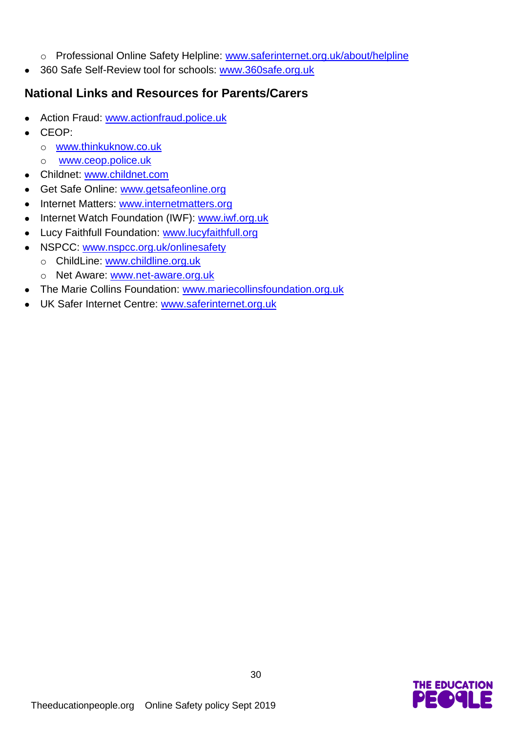- Professional Online Safety Helpline: www.saferinternet.org.uk/about/helpline
- 360 Safe Self-Review tool for schools: www.360safe.org.uk

## National Links and Resources for Parents/Carers

- Action Fraud: www.actionfraud.police.uk
- CEOP:
  - www.thinkuknow.co.uk
  - www.ceop.police.uk
- Childnet: www.childnet.com
- Get Safe Online: www.getsafeonline.org
- Internet Matters: www.internetmatters.org
- Internet Watch Foundation (IWF): www.iwf.org.uk
- Lucy Faithfull Foundation: www.lucyfaithfull.org
- NSPCC: www.nspcc.org.uk/onlinesafety
  - ChildLine: www.childline.org.uk
  - Net Aware: www.net-aware.org.uk
- The Marie Collins Foundation: www.mariecollinsfoundation.org.uk
- UK Safer Internet Centre: www.saferinternet.org.uk